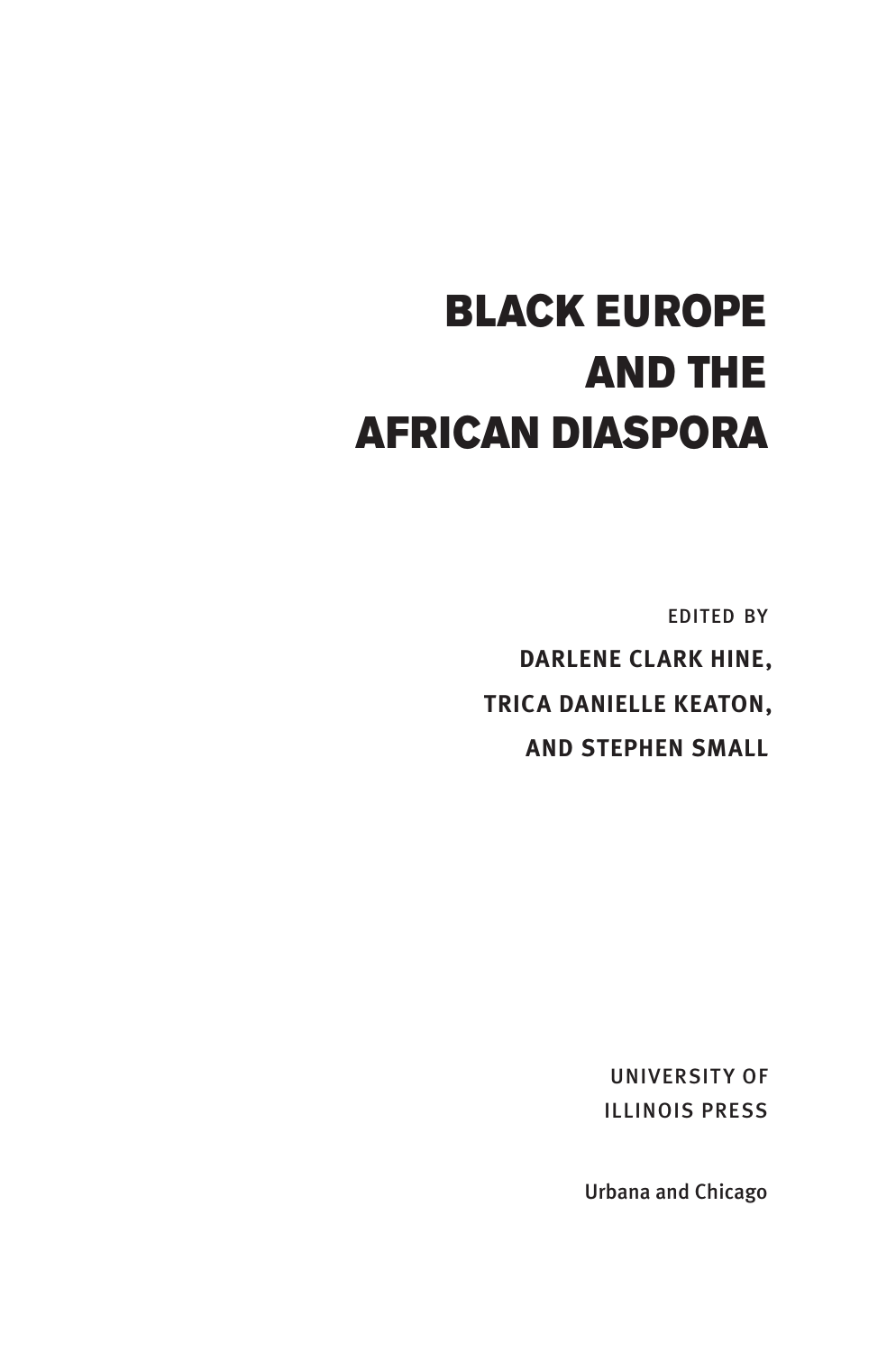# BLACK EUROPE AND THE AFRICAN DIASPORA

EDITED BY

**DARLENE CLARK HINE,**

**TRICA DANIELLE KEATON,**

**AND STEPHEN SMALL**

UNIVERSITY OF ILLINOIS PRESS

Urbana and Chicago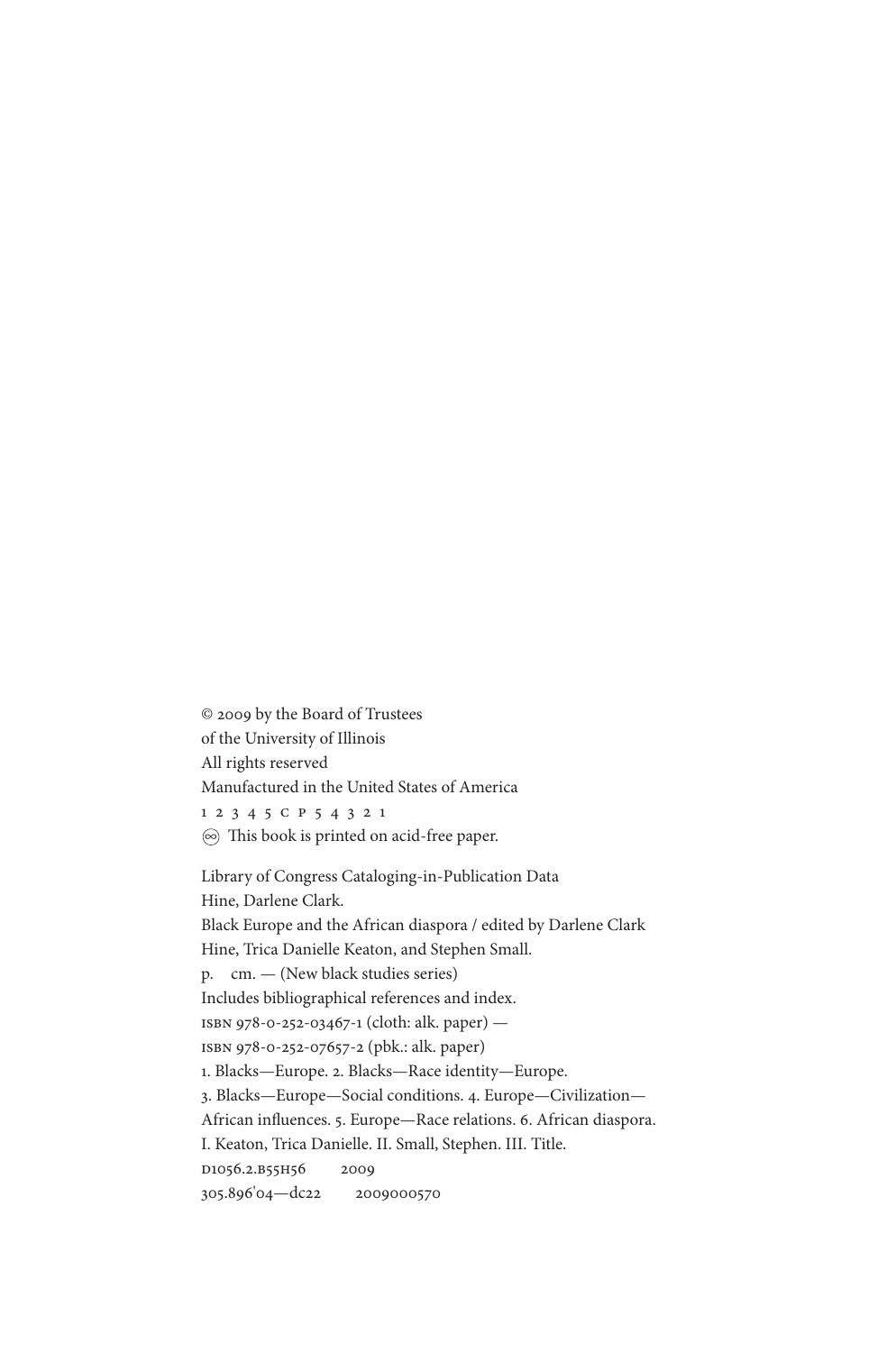© 2009 by the Board of Trustees
of the University of Illinois
All rights reserved
Manufactured in the United States of America
1 2 3 4 5 C P 5 4 3 2 1
∞ This book is printed on acid-free paper.

Library of Congress Cataloging-in-Publication Data
Hine, Darlene Clark.
Black Europe and the African diaspora / edited by Darlene Clark Hine, Trica Danielle Keaton, and Stephen Small.
p. cm. — (New black studies series)
Includes bibliographical references and index.
ISBN 978-0-252-03467-1 (cloth: alk. paper) —
ISBN 978-0-252-07657-2 (pbk.: alk. paper)
1. Blacks—Europe. 2. Blacks—Race identity—Europe.
3. Blacks—Europe—Social conditions. 4. Europe—Civilization—African influences. 5. Europe—Race relations. 6. African diaspora.
I. Keaton, Trica Danielle. II. Small, Stephen. III. Title.
D1056.2.B55H56 2009
305.896'04—dc22 2009000570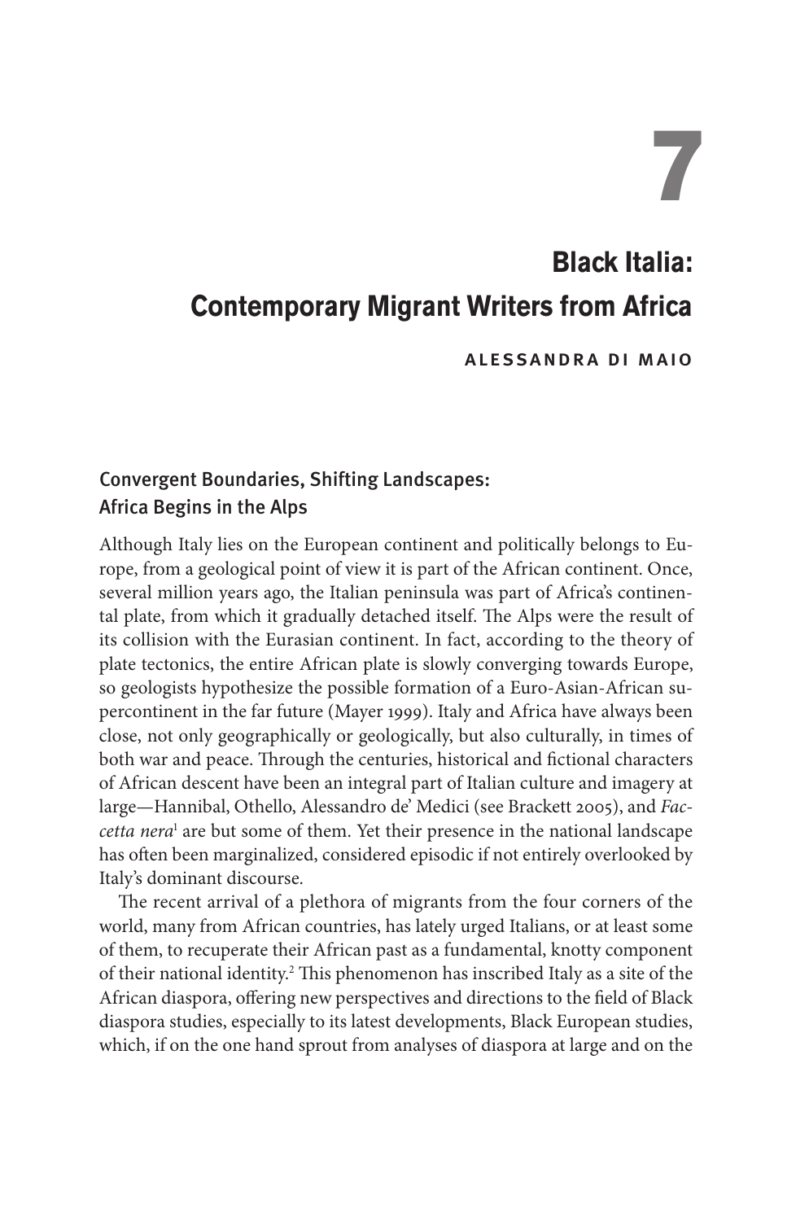# 7

# Black Italia: Contemporary Migrant Writers from Africa

**ALESSANDRA DI MAIO**

## Convergent Boundaries, Shifting Landscapes: Africa Begins in the Alps

Although Italy lies on the European continent and politically belongs to Europe, from a geological point of view it is part of the African continent. Once, several million years ago, the Italian peninsula was part of Africa's continental plate, from which it gradually detached itself. The Alps were the result of its collision with the Eurasian continent. In fact, according to the theory of plate tectonics, the entire African plate is slowly converging towards Europe, so geologists hypothesize the possible formation of a Euro-Asian-African supercontinent in the far future (Mayer 1999). Italy and Africa have always been close, not only geographically or geologically, but also culturally, in times of both war and peace. Through the centuries, historical and fictional characters of African descent have been an integral part of Italian culture and imagery at large—Hannibal, Othello, Alessandro de' Medici (see Brackett 2005), and *Faccetta nera*[1] are but some of them. Yet their presence in the national landscape has often been marginalized, considered episodic if not entirely overlooked by Italy's dominant discourse.

The recent arrival of a plethora of migrants from the four corners of the world, many from African countries, has lately urged Italians, or at least some of them, to recuperate their African past as a fundamental, knotty component of their national identity.[2] This phenomenon has inscribed Italy as a site of the African diaspora, offering new perspectives and directions to the field of Black diaspora studies, especially to its latest developments, Black European studies, which, if on the one hand sprout from analyses of diaspora at large and on the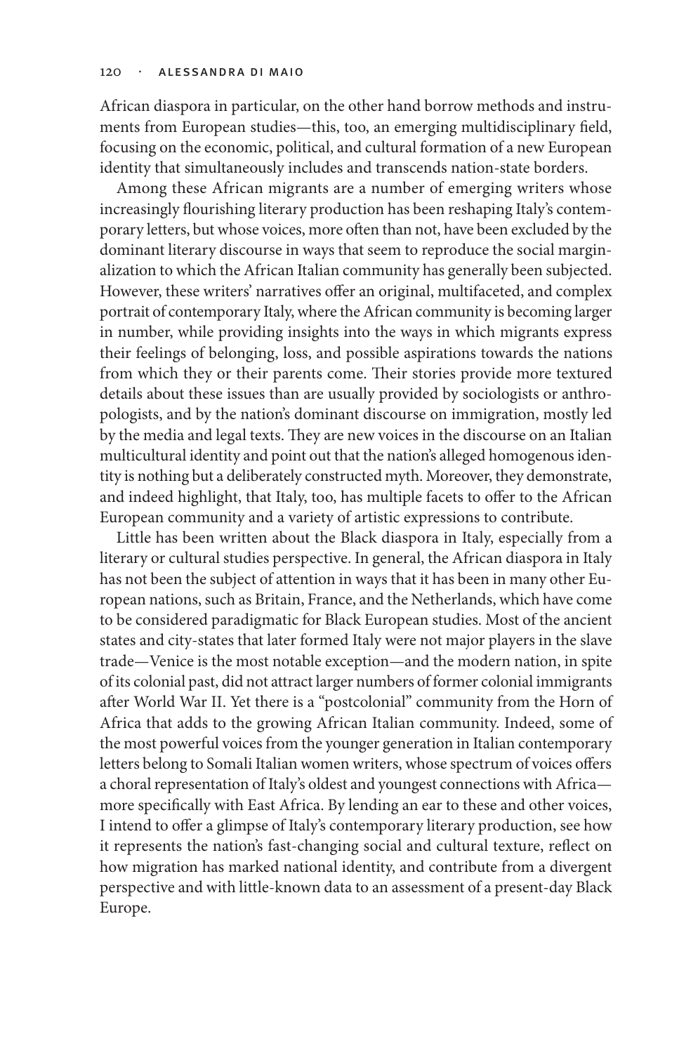African diaspora in particular, on the other hand borrow methods and instruments from European studies—this, too, an emerging multidisciplinary field, focusing on the economic, political, and cultural formation of a new European identity that simultaneously includes and transcends nation-state borders.

Among these African migrants are a number of emerging writers whose increasingly flourishing literary production has been reshaping Italy's contemporary letters, but whose voices, more often than not, have been excluded by the dominant literary discourse in ways that seem to reproduce the social marginalization to which the African Italian community has generally been subjected. However, these writers' narratives offer an original, multifaceted, and complex portrait of contemporary Italy, where the African community is becoming larger in number, while providing insights into the ways in which migrants express their feelings of belonging, loss, and possible aspirations towards the nations from which they or their parents come. Their stories provide more textured details about these issues than are usually provided by sociologists or anthropologists, and by the nation's dominant discourse on immigration, mostly led by the media and legal texts. They are new voices in the discourse on an Italian multicultural identity and point out that the nation's alleged homogenous identity is nothing but a deliberately constructed myth. Moreover, they demonstrate, and indeed highlight, that Italy, too, has multiple facets to offer to the African European community and a variety of artistic expressions to contribute.

Little has been written about the Black diaspora in Italy, especially from a literary or cultural studies perspective. In general, the African diaspora in Italy has not been the subject of attention in ways that it has been in many other European nations, such as Britain, France, and the Netherlands, which have come to be considered paradigmatic for Black European studies. Most of the ancient states and city-states that later formed Italy were not major players in the slave trade—Venice is the most notable exception—and the modern nation, in spite of its colonial past, did not attract larger numbers of former colonial immigrants after World War II. Yet there is a "postcolonial" community from the Horn of Africa that adds to the growing African Italian community. Indeed, some of the most powerful voices from the younger generation in Italian contemporary letters belong to Somali Italian women writers, whose spectrum of voices offers a choral representation of Italy's oldest and youngest connections with Africa—more specifically with East Africa. By lending an ear to these and other voices, I intend to offer a glimpse of Italy's contemporary literary production, see how it represents the nation's fast-changing social and cultural texture, reflect on how migration has marked national identity, and contribute from a divergent perspective and with little-known data to an assessment of a present-day Black Europe.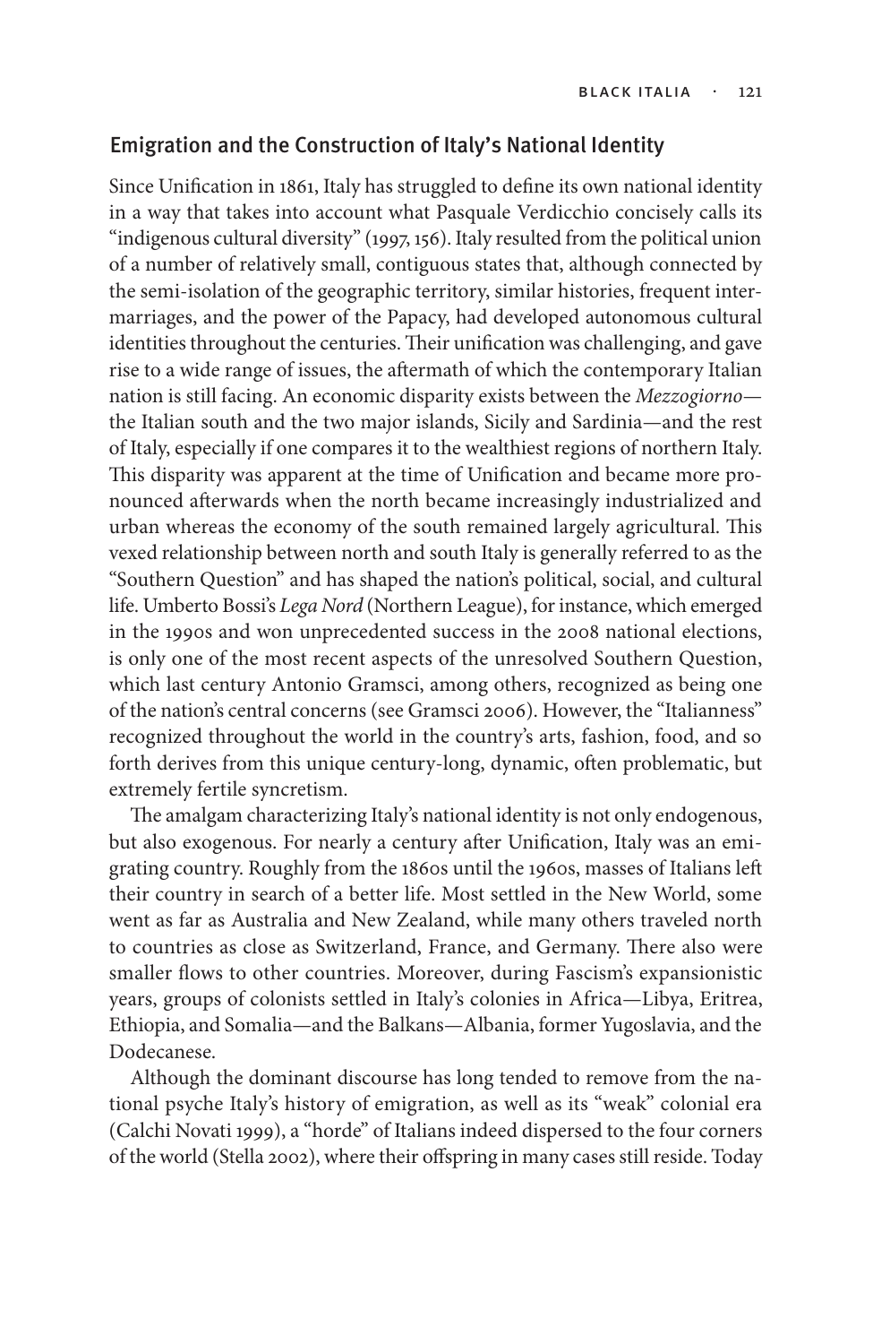## Emigration and the Construction of Italy's National Identity

Since Unification in 1861, Italy has struggled to define its own national identity in a way that takes into account what Pasquale Verdicchio concisely calls its "indigenous cultural diversity" (1997, 156). Italy resulted from the political union of a number of relatively small, contiguous states that, although connected by the semi-isolation of the geographic territory, similar histories, frequent intermarriages, and the power of the Papacy, had developed autonomous cultural identities throughout the centuries. Their unification was challenging, and gave rise to a wide range of issues, the aftermath of which the contemporary Italian nation is still facing. An economic disparity exists between the *Mezzogiorno*—the Italian south and the two major islands, Sicily and Sardinia—and the rest of Italy, especially if one compares it to the wealthiest regions of northern Italy. This disparity was apparent at the time of Unification and became more pronounced afterwards when the north became increasingly industrialized and urban whereas the economy of the south remained largely agricultural. This vexed relationship between north and south Italy is generally referred to as the "Southern Question" and has shaped the nation's political, social, and cultural life. Umberto Bossi's *Lega Nord* (Northern League), for instance, which emerged in the 1990s and won unprecedented success in the 2008 national elections, is only one of the most recent aspects of the unresolved Southern Question, which last century Antonio Gramsci, among others, recognized as being one of the nation's central concerns (see Gramsci 2006). However, the "Italianness" recognized throughout the world in the country's arts, fashion, food, and so forth derives from this unique century-long, dynamic, often problematic, but extremely fertile syncretism.

The amalgam characterizing Italy's national identity is not only endogenous, but also exogenous. For nearly a century after Unification, Italy was an emigrating country. Roughly from the 1860s until the 1960s, masses of Italians left their country in search of a better life. Most settled in the New World, some went as far as Australia and New Zealand, while many others traveled north to countries as close as Switzerland, France, and Germany. There also were smaller flows to other countries. Moreover, during Fascism's expansionistic years, groups of colonists settled in Italy's colonies in Africa—Libya, Eritrea, Ethiopia, and Somalia—and the Balkans—Albania, former Yugoslavia, and the Dodecanese.

Although the dominant discourse has long tended to remove from the national psyche Italy's history of emigration, as well as its "weak" colonial era (Calchi Novati 1999), a "horde" of Italians indeed dispersed to the four corners of the world (Stella 2002), where their offspring in many cases still reside. Today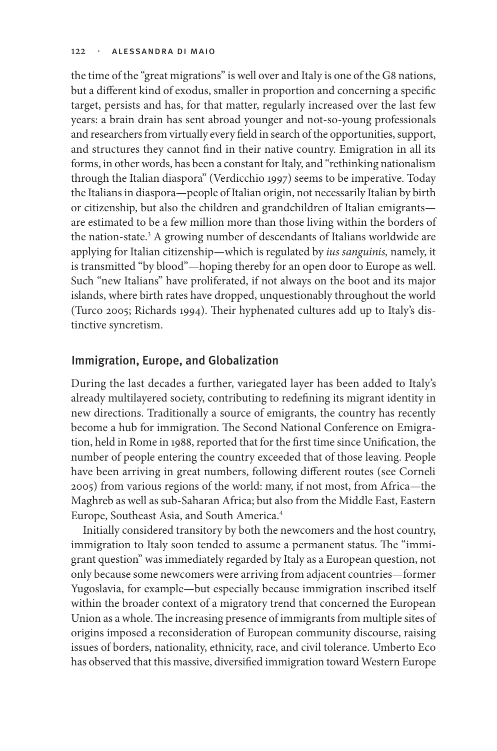the time of the "great migrations" is well over and Italy is one of the G8 nations, but a different kind of exodus, smaller in proportion and concerning a specific target, persists and has, for that matter, regularly increased over the last few years: a brain drain has sent abroad younger and not-so-young professionals and researchers from virtually every field in search of the opportunities, support, and structures they cannot find in their native country. Emigration in all its forms, in other words, has been a constant for Italy, and "rethinking nationalism through the Italian diaspora" (Verdicchio 1997) seems to be imperative. Today the Italians in diaspora—people of Italian origin, not necessarily Italian by birth or citizenship, but also the children and grandchildren of Italian emigrants—are estimated to be a few million more than those living within the borders of the nation-state.[3] A growing number of descendants of Italians worldwide are applying for Italian citizenship—which is regulated by *ius sanguinis,* namely, it is transmitted "by blood"—hoping thereby for an open door to Europe as well. Such "new Italians" have proliferated, if not always on the boot and its major islands, where birth rates have dropped, unquestionably throughout the world (Turco 2005; Richards 1994). Their hyphenated cultures add up to Italy's distinctive syncretism.

## Immigration, Europe, and Globalization

During the last decades a further, variegated layer has been added to Italy's already multilayered society, contributing to redefining its migrant identity in new directions. Traditionally a source of emigrants, the country has recently become a hub for immigration. The Second National Conference on Emigration, held in Rome in 1988, reported that for the first time since Unification, the number of people entering the country exceeded that of those leaving. People have been arriving in great numbers, following different routes (see Corneli 2005) from various regions of the world: many, if not most, from Africa—the Maghreb as well as sub-Saharan Africa; but also from the Middle East, Eastern Europe, Southeast Asia, and South America.[4]

Initially considered transitory by both the newcomers and the host country, immigration to Italy soon tended to assume a permanent status. The "immigrant question" was immediately regarded by Italy as a European question, not only because some newcomers were arriving from adjacent countries—former Yugoslavia, for example—but especially because immigration inscribed itself within the broader context of a migratory trend that concerned the European Union as a whole. The increasing presence of immigrants from multiple sites of origins imposed a reconsideration of European community discourse, raising issues of borders, nationality, ethnicity, race, and civil tolerance. Umberto Eco has observed that this massive, diversified immigration toward Western Europe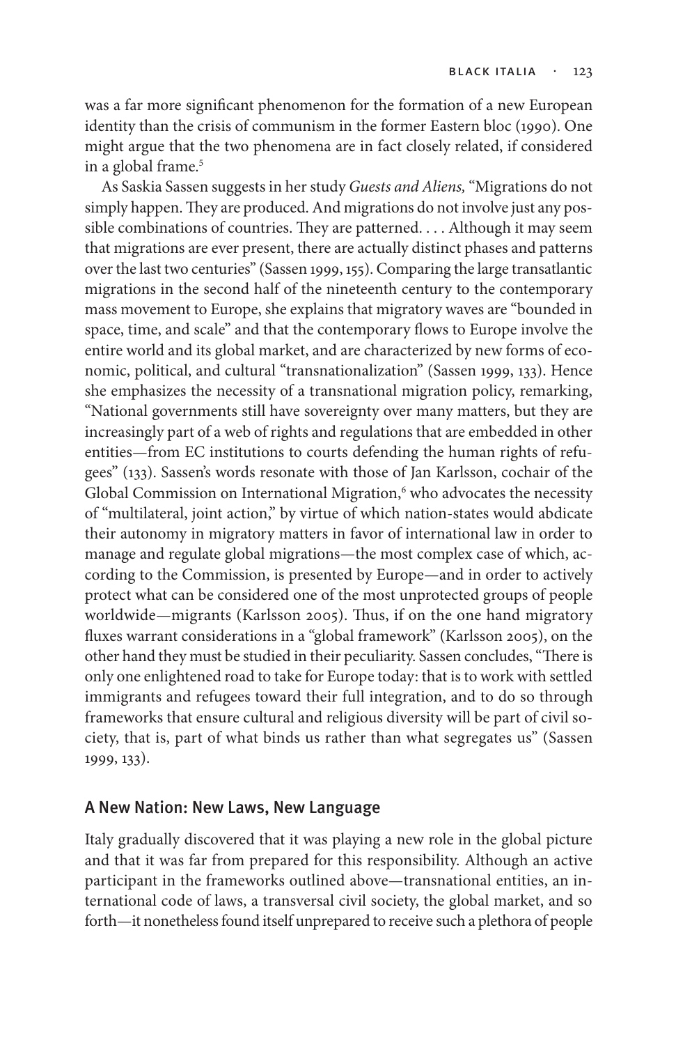was a far more significant phenomenon for the formation of a new European identity than the crisis of communism in the former Eastern bloc (1990). One might argue that the two phenomena are in fact closely related, if considered in a global frame.[5]

As Saskia Sassen suggests in her study *Guests and Aliens,* "Migrations do not simply happen. They are produced. And migrations do not involve just any possible combinations of countries. They are patterned. . . . Although it may seem that migrations are ever present, there are actually distinct phases and patterns over the last two centuries" (Sassen 1999, 155). Comparing the large transatlantic migrations in the second half of the nineteenth century to the contemporary mass movement to Europe, she explains that migratory waves are "bounded in space, time, and scale" and that the contemporary flows to Europe involve the entire world and its global market, and are characterized by new forms of economic, political, and cultural "transnationalization" (Sassen 1999, 133). Hence she emphasizes the necessity of a transnational migration policy, remarking, "National governments still have sovereignty over many matters, but they are increasingly part of a web of rights and regulations that are embedded in other entities—from EC institutions to courts defending the human rights of refugees" (133). Sassen's words resonate with those of Jan Karlsson, cochair of the Global Commission on International Migration,[6] who advocates the necessity of "multilateral, joint action," by virtue of which nation-states would abdicate their autonomy in migratory matters in favor of international law in order to manage and regulate global migrations—the most complex case of which, according to the Commission, is presented by Europe—and in order to actively protect what can be considered one of the most unprotected groups of people worldwide—migrants (Karlsson 2005). Thus, if on the one hand migratory fluxes warrant considerations in a "global framework" (Karlsson 2005), on the other hand they must be studied in their peculiarity. Sassen concludes, "There is only one enlightened road to take for Europe today: that is to work with settled immigrants and refugees toward their full integration, and to do so through frameworks that ensure cultural and religious diversity will be part of civil society, that is, part of what binds us rather than what segregates us" (Sassen 1999, 133).

## A New Nation: New Laws, New Language

Italy gradually discovered that it was playing a new role in the global picture and that it was far from prepared for this responsibility. Although an active participant in the frameworks outlined above—transnational entities, an international code of laws, a transversal civil society, the global market, and so forth—it nonetheless found itself unprepared to receive such a plethora of people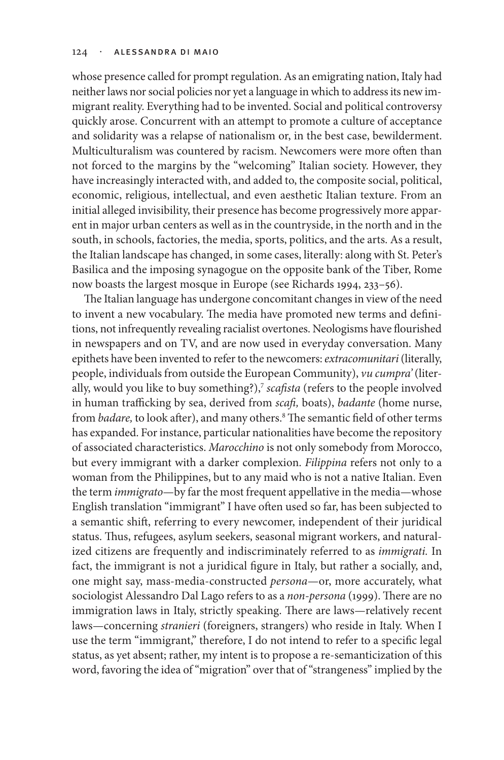whose presence called for prompt regulation. As an emigrating nation, Italy had neither laws nor social policies nor yet a language in which to address its new immigrant reality. Everything had to be invented. Social and political controversy quickly arose. Concurrent with an attempt to promote a culture of acceptance and solidarity was a relapse of nationalism or, in the best case, bewilderment. Multiculturalism was countered by racism. Newcomers were more often than not forced to the margins by the "welcoming" Italian society. However, they have increasingly interacted with, and added to, the composite social, political, economic, religious, intellectual, and even aesthetic Italian texture. From an initial alleged invisibility, their presence has become progressively more apparent in major urban centers as well as in the countryside, in the north and in the south, in schools, factories, the media, sports, politics, and the arts. As a result, the Italian landscape has changed, in some cases, literally: along with St. Peter's Basilica and the imposing synagogue on the opposite bank of the Tiber, Rome now boasts the largest mosque in Europe (see Richards 1994, 233–56).

The Italian language has undergone concomitant changes in view of the need to invent a new vocabulary. The media have promoted new terms and definitions, not infrequently revealing racialist overtones. Neologisms have flourished in newspapers and on TV, and are now used in everyday conversation. Many epithets have been invented to refer to the newcomers: *extracomunitari* (literally, people, individuals from outside the European Community), *vu cumpra'* (literally, would you like to buy something?),[7] *scafista* (refers to the people involved in human trafficking by sea, derived from *scafi,* boats), *badante* (home nurse, from *badare,* to look after), and many others.[8] The semantic field of other terms has expanded. For instance, particular nationalities have become the repository of associated characteristics. *Marocchino* is not only somebody from Morocco, but every immigrant with a darker complexion. *Filippina* refers not only to a woman from the Philippines, but to any maid who is not a native Italian. Even the term *immigrato*—by far the most frequent appellative in the media—whose English translation "immigrant" I have often used so far, has been subjected to a semantic shift, referring to every newcomer, independent of their juridical status. Thus, refugees, asylum seekers, seasonal migrant workers, and naturalized citizens are frequently and indiscriminately referred to as *immigrati.* In fact, the immigrant is not a juridical figure in Italy, but rather a socially, and, one might say, mass-media-constructed *persona*—or, more accurately, what sociologist Alessandro Dal Lago refers to as a *non-persona* (1999). There are no immigration laws in Italy, strictly speaking. There are laws—relatively recent laws—concerning *stranieri* (foreigners, strangers) who reside in Italy. When I use the term "immigrant," therefore, I do not intend to refer to a specific legal status, as yet absent; rather, my intent is to propose a re-semanticization of this word, favoring the idea of "migration" over that of "strangeness" implied by the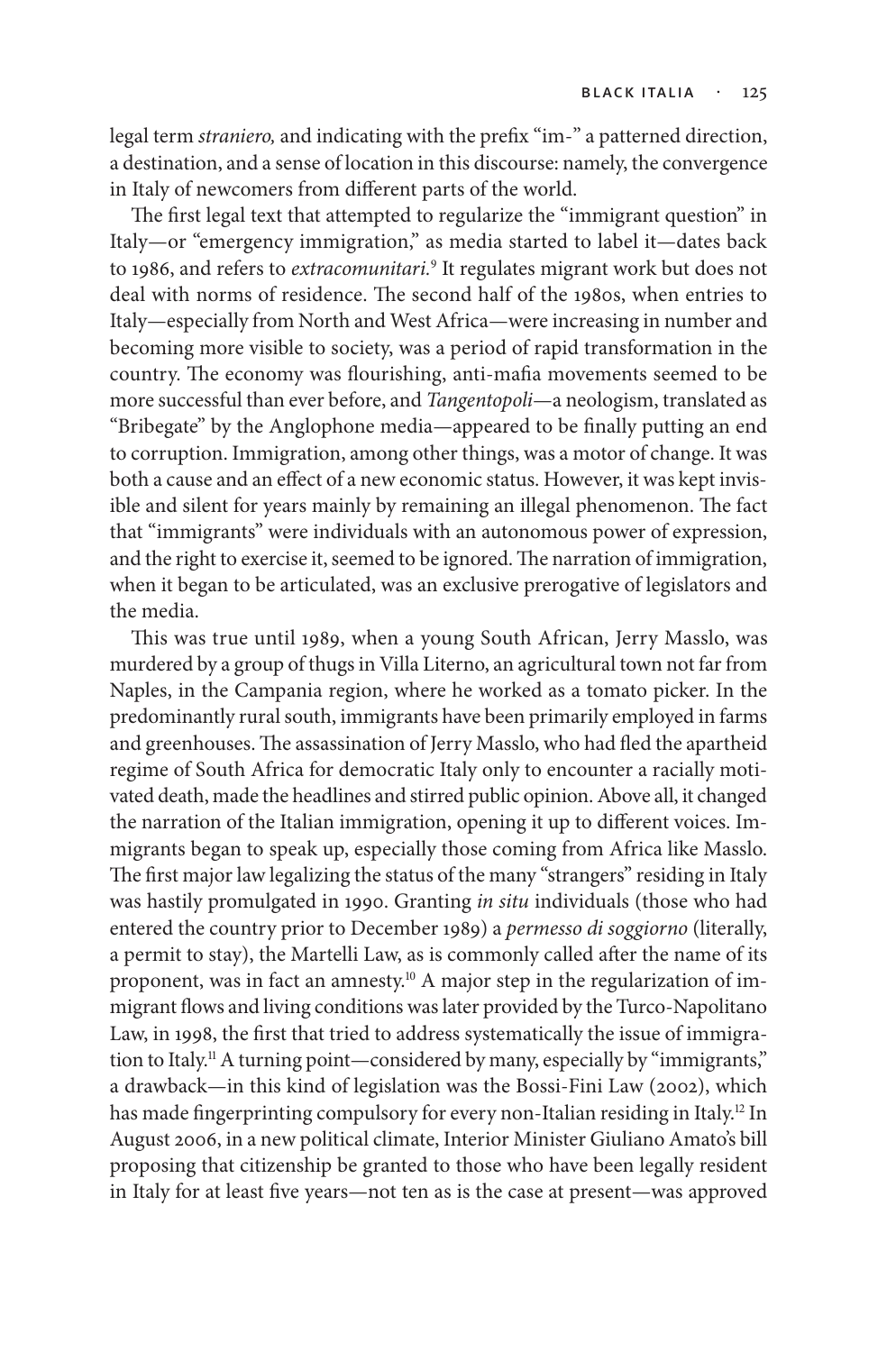legal term *straniero,* and indicating with the prefix "im-" a patterned direction, a destination, and a sense of location in this discourse: namely, the convergence in Italy of newcomers from different parts of the world.

The first legal text that attempted to regularize the "immigrant question" in Italy—or "emergency immigration," as media started to label it—dates back to 1986, and refers to *extracomunitari.*[9] It regulates migrant work but does not deal with norms of residence. The second half of the 1980s, when entries to Italy—especially from North and West Africa—were increasing in number and becoming more visible to society, was a period of rapid transformation in the country. The economy was flourishing, anti-mafia movements seemed to be more successful than ever before, and *Tangentopoli*—a neologism, translated as "Bribegate" by the Anglophone media—appeared to be finally putting an end to corruption. Immigration, among other things, was a motor of change. It was both a cause and an effect of a new economic status. However, it was kept invisible and silent for years mainly by remaining an illegal phenomenon. The fact that "immigrants" were individuals with an autonomous power of expression, and the right to exercise it, seemed to be ignored. The narration of immigration, when it began to be articulated, was an exclusive prerogative of legislators and the media.

This was true until 1989, when a young South African, Jerry Masslo, was murdered by a group of thugs in Villa Literno, an agricultural town not far from Naples, in the Campania region, where he worked as a tomato picker. In the predominantly rural south, immigrants have been primarily employed in farms and greenhouses. The assassination of Jerry Masslo, who had fled the apartheid regime of South Africa for democratic Italy only to encounter a racially motivated death, made the headlines and stirred public opinion. Above all, it changed the narration of the Italian immigration, opening it up to different voices. Immigrants began to speak up, especially those coming from Africa like Masslo. The first major law legalizing the status of the many "strangers" residing in Italy was hastily promulgated in 1990. Granting *in situ* individuals (those who had entered the country prior to December 1989) a *permesso di soggiorno* (literally, a permit to stay), the Martelli Law, as is commonly called after the name of its proponent, was in fact an amnesty.[10] A major step in the regularization of immigrant flows and living conditions was later provided by the Turco-Napolitano Law, in 1998, the first that tried to address systematically the issue of immigration to Italy.[11] A turning point—considered by many, especially by "immigrants," a drawback—in this kind of legislation was the Bossi-Fini Law (2002), which has made fingerprinting compulsory for every non-Italian residing in Italy.[12] In August 2006, in a new political climate, Interior Minister Giuliano Amato's bill proposing that citizenship be granted to those who have been legally resident in Italy for at least five years—not ten as is the case at present—was approved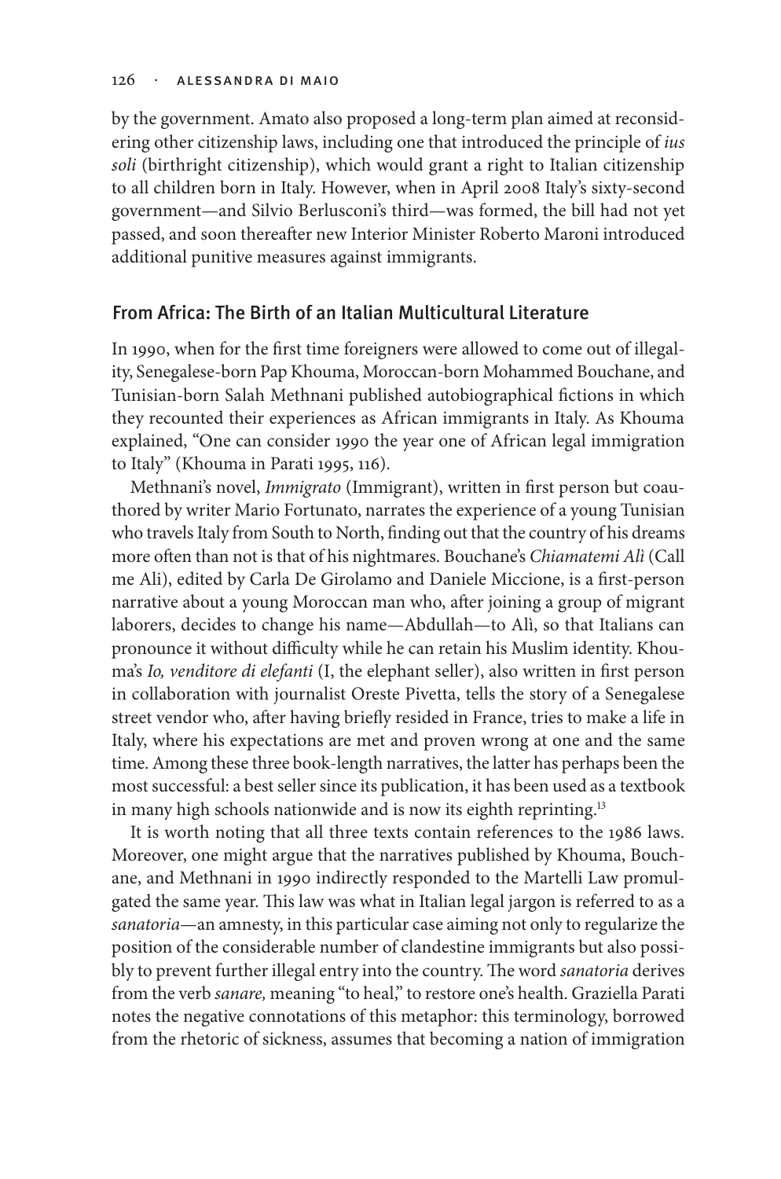by the government. Amato also proposed a long-term plan aimed at reconsidering other citizenship laws, including one that introduced the principle of *ius soli* (birthright citizenship), which would grant a right to Italian citizenship to all children born in Italy. However, when in April 2008 Italy's sixty-second government—and Silvio Berlusconi's third—was formed, the bill had not yet passed, and soon thereafter new Interior Minister Roberto Maroni introduced additional punitive measures against immigrants.

## From Africa: The Birth of an Italian Multicultural Literature

In 1990, when for the first time foreigners were allowed to come out of illegality, Senegalese-born Pap Khouma, Moroccan-born Mohammed Bouchane, and Tunisian-born Salah Methnani published autobiographical fictions in which they recounted their experiences as African immigrants in Italy. As Khouma explained, "One can consider 1990 the year one of African legal immigration to Italy" (Khouma in Parati 1995, 116).

Methnani's novel, *Immigrato* (Immigrant), written in first person but coauthored by writer Mario Fortunato, narrates the experience of a young Tunisian who travels Italy from South to North, finding out that the country of his dreams more often than not is that of his nightmares. Bouchane's *Chiamatemi Alì* (Call me Ali), edited by Carla De Girolamo and Daniele Miccione, is a first-person narrative about a young Moroccan man who, after joining a group of migrant laborers, decides to change his name—Abdullah—to Alì, so that Italians can pronounce it without difficulty while he can retain his Muslim identity. Khouma's *Io, venditore di elefanti* (I, the elephant seller), also written in first person in collaboration with journalist Oreste Pivetta, tells the story of a Senegalese street vendor who, after having briefly resided in France, tries to make a life in Italy, where his expectations are met and proven wrong at one and the same time. Among these three book-length narratives, the latter has perhaps been the most successful: a best seller since its publication, it has been used as a textbook in many high schools nationwide and is now its eighth reprinting.[13]

It is worth noting that all three texts contain references to the 1986 laws. Moreover, one might argue that the narratives published by Khouma, Bouchane, and Methnani in 1990 indirectly responded to the Martelli Law promulgated the same year. This law was what in Italian legal jargon is referred to as a *sanatoria*—an amnesty, in this particular case aiming not only to regularize the position of the considerable number of clandestine immigrants but also possibly to prevent further illegal entry into the country. The word *sanatoria* derives from the verb *sanare,* meaning "to heal," to restore one's health. Graziella Parati notes the negative connotations of this metaphor: this terminology, borrowed from the rhetoric of sickness, assumes that becoming a nation of immigration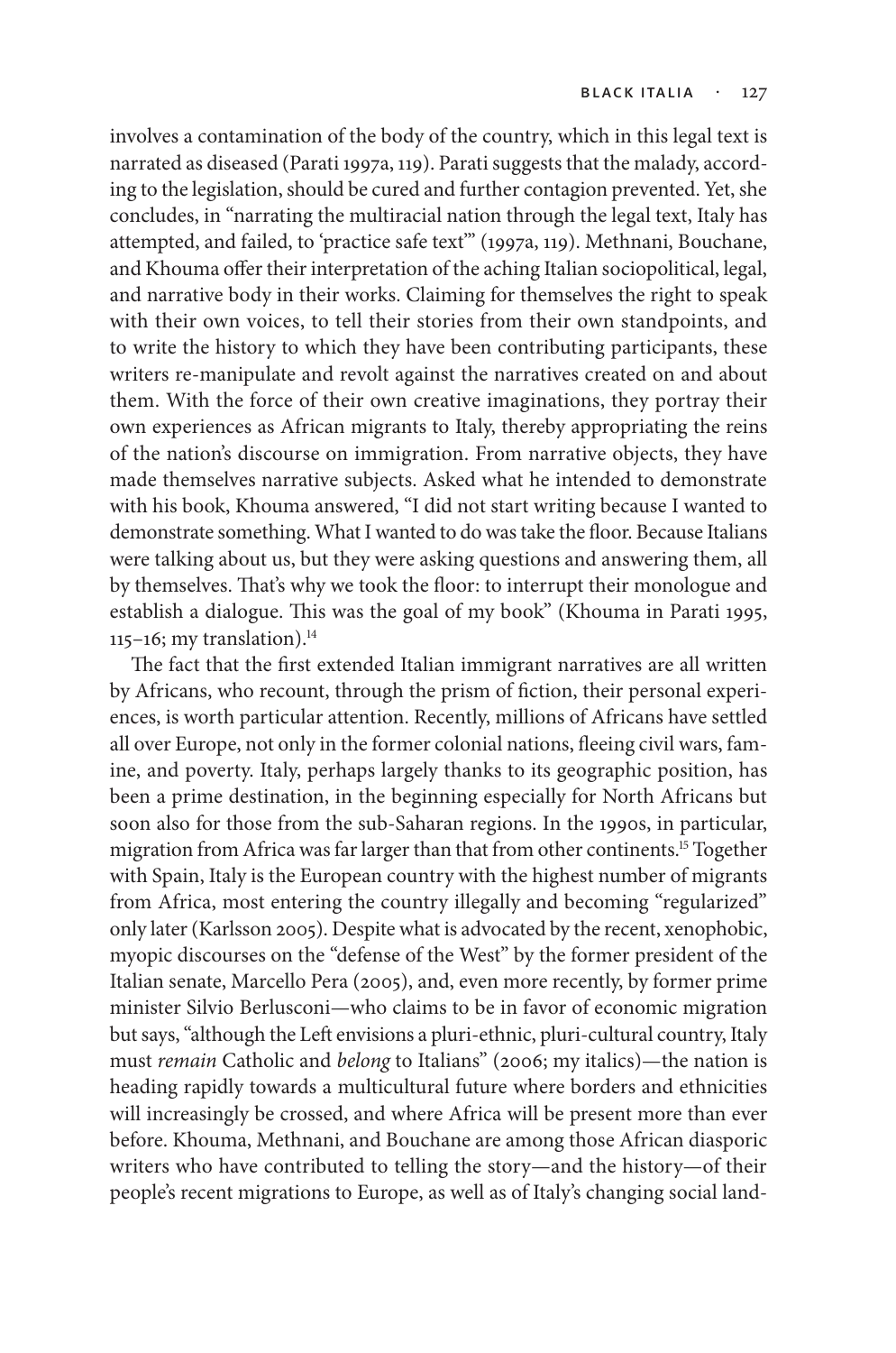involves a contamination of the body of the country, which in this legal text is narrated as diseased (Parati 1997a, 119). Parati suggests that the malady, according to the legislation, should be cured and further contagion prevented. Yet, she concludes, in "narrating the multiracial nation through the legal text, Italy has attempted, and failed, to 'practice safe text'" (1997a, 119). Methnani, Bouchane, and Khouma offer their interpretation of the aching Italian sociopolitical, legal, and narrative body in their works. Claiming for themselves the right to speak with their own voices, to tell their stories from their own standpoints, and to write the history to which they have been contributing participants, these writers re-manipulate and revolt against the narratives created on and about them. With the force of their own creative imaginations, they portray their own experiences as African migrants to Italy, thereby appropriating the reins of the nation's discourse on immigration. From narrative objects, they have made themselves narrative subjects. Asked what he intended to demonstrate with his book, Khouma answered, "I did not start writing because I wanted to demonstrate something. What I wanted to do was take the floor. Because Italians were talking about us, but they were asking questions and answering them, all by themselves. That's why we took the floor: to interrupt their monologue and establish a dialogue. This was the goal of my book" (Khouma in Parati 1995, 115–16; my translation).[14]

The fact that the first extended Italian immigrant narratives are all written by Africans, who recount, through the prism of fiction, their personal experiences, is worth particular attention. Recently, millions of Africans have settled all over Europe, not only in the former colonial nations, fleeing civil wars, famine, and poverty. Italy, perhaps largely thanks to its geographic position, has been a prime destination, in the beginning especially for North Africans but soon also for those from the sub-Saharan regions. In the 1990s, in particular, migration from Africa was far larger than that from other continents.[15] Together with Spain, Italy is the European country with the highest number of migrants from Africa, most entering the country illegally and becoming "regularized" only later (Karlsson 2005). Despite what is advocated by the recent, xenophobic, myopic discourses on the "defense of the West" by the former president of the Italian senate, Marcello Pera (2005), and, even more recently, by former prime minister Silvio Berlusconi—who claims to be in favor of economic migration but says, "although the Left envisions a pluri-ethnic, pluri-cultural country, Italy must *remain* Catholic and *belong* to Italians" (2006; my italics)—the nation is heading rapidly towards a multicultural future where borders and ethnicities will increasingly be crossed, and where Africa will be present more than ever before. Khouma, Methnani, and Bouchane are among those African diasporic writers who have contributed to telling the story—and the history—of their people's recent migrations to Europe, as well as of Italy's changing social land-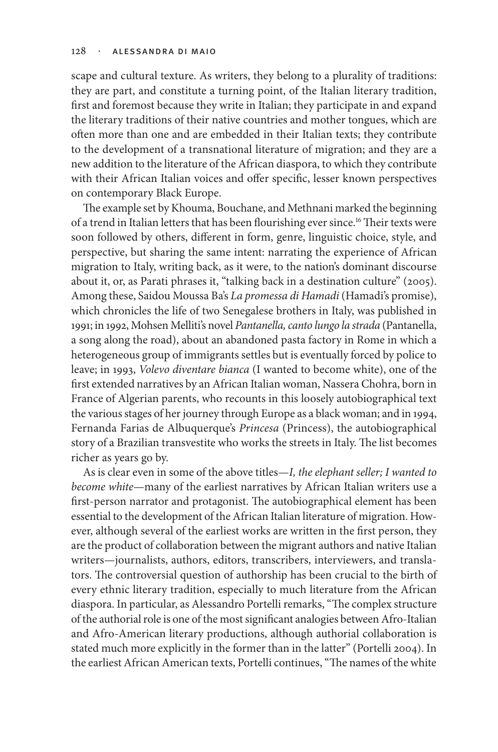scape and cultural texture. As writers, they belong to a plurality of traditions: they are part, and constitute a turning point, of the Italian literary tradition, first and foremost because they write in Italian; they participate in and expand the literary traditions of their native countries and mother tongues, which are often more than one and are embedded in their Italian texts; they contribute to the development of a transnational literature of migration; and they are a new addition to the literature of the African diaspora, to which they contribute with their African Italian voices and offer specific, lesser known perspectives on contemporary Black Europe.

The example set by Khouma, Bouchane, and Methnani marked the beginning of a trend in Italian letters that has been flourishing ever since.[16] Their texts were soon followed by others, different in form, genre, linguistic choice, style, and perspective, but sharing the same intent: narrating the experience of African migration to Italy, writing back, as it were, to the nation's dominant discourse about it, or, as Parati phrases it, "talking back in a destination culture" (2005). Among these, Saidou Moussa Ba's *La promessa di Hamadi* (Hamadi's promise), which chronicles the life of two Senegalese brothers in Italy, was published in 1991; in 1992, Mohsen Melliti's novel *Pantanella, canto lungo la strada* (Pantanella, a song along the road), about an abandoned pasta factory in Rome in which a heterogeneous group of immigrants settles but is eventually forced by police to leave; in 1993, *Volevo diventare bianca* (I wanted to become white), one of the first extended narratives by an African Italian woman, Nassera Chohra, born in France of Algerian parents, who recounts in this loosely autobiographical text the various stages of her journey through Europe as a black woman; and in 1994, Fernanda Farias de Albuquerque's *Princesa* (Princess), the autobiographical story of a Brazilian transvestite who works the streets in Italy. The list becomes richer as years go by.

As is clear even in some of the above titles—*I, the elephant seller; I wanted to become white*—many of the earliest narratives by African Italian writers use a first-person narrator and protagonist. The autobiographical element has been essential to the development of the African Italian literature of migration. However, although several of the earliest works are written in the first person, they are the product of collaboration between the migrant authors and native Italian writers—journalists, authors, editors, transcribers, interviewers, and translators. The controversial question of authorship has been crucial to the birth of every ethnic literary tradition, especially to much literature from the African diaspora. In particular, as Alessandro Portelli remarks, "The complex structure of the authorial role is one of the most significant analogies between Afro-Italian and Afro-American literary productions, although authorial collaboration is stated much more explicitly in the former than in the latter" (Portelli 2004). In the earliest African American texts, Portelli continues, "The names of the white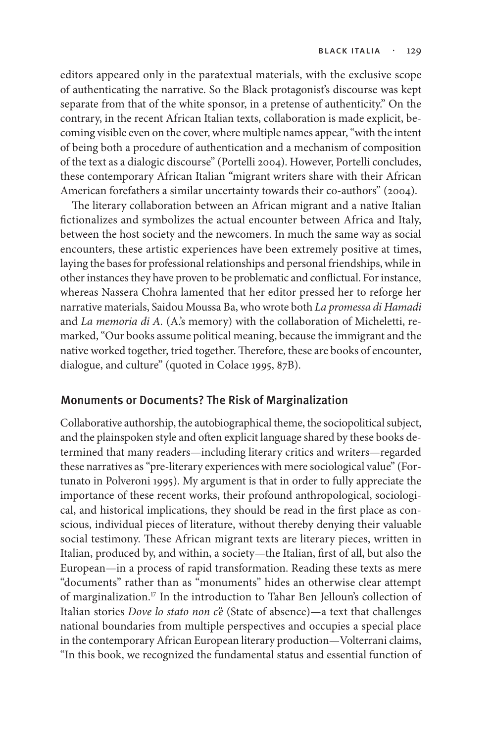editors appeared only in the paratextual materials, with the exclusive scope of authenticating the narrative. So the Black protagonist's discourse was kept separate from that of the white sponsor, in a pretense of authenticity." On the contrary, in the recent African Italian texts, collaboration is made explicit, becoming visible even on the cover, where multiple names appear, "with the intent of being both a procedure of authentication and a mechanism of composition of the text as a dialogic discourse" (Portelli 2004). However, Portelli concludes, these contemporary African Italian "migrant writers share with their African American forefathers a similar uncertainty towards their co-authors" (2004).

The literary collaboration between an African migrant and a native Italian fictionalizes and symbolizes the actual encounter between Africa and Italy, between the host society and the newcomers. In much the same way as social encounters, these artistic experiences have been extremely positive at times, laying the bases for professional relationships and personal friendships, while in other instances they have proven to be problematic and conflictual. For instance, whereas Nassera Chohra lamented that her editor pressed her to reforge her narrative materials, Saidou Moussa Ba, who wrote both *La promessa di Hamadi* and *La memoria di A.* (A.'s memory) with the collaboration of Micheletti, remarked, "Our books assume political meaning, because the immigrant and the native worked together, tried together. Therefore, these are books of encounter, dialogue, and culture" (quoted in Colace 1995, 87B).

## Monuments or Documents? The Risk of Marginalization

Collaborative authorship, the autobiographical theme, the sociopolitical subject, and the plainspoken style and often explicit language shared by these books determined that many readers—including literary critics and writers—regarded these narratives as "pre-literary experiences with mere sociological value" (Fortunato in Polveroni 1995). My argument is that in order to fully appreciate the importance of these recent works, their profound anthropological, sociological, and historical implications, they should be read in the first place as conscious, individual pieces of literature, without thereby denying their valuable social testimony. These African migrant texts are literary pieces, written in Italian, produced by, and within, a society—the Italian, first of all, but also the European—in a process of rapid transformation. Reading these texts as mere "documents" rather than as "monuments" hides an otherwise clear attempt of marginalization.[17] In the introduction to Tahar Ben Jelloun's collection of Italian stories *Dove lo stato non c'è* (State of absence)—a text that challenges national boundaries from multiple perspectives and occupies a special place in the contemporary African European literary production—Volterrani claims, "In this book, we recognized the fundamental status and essential function of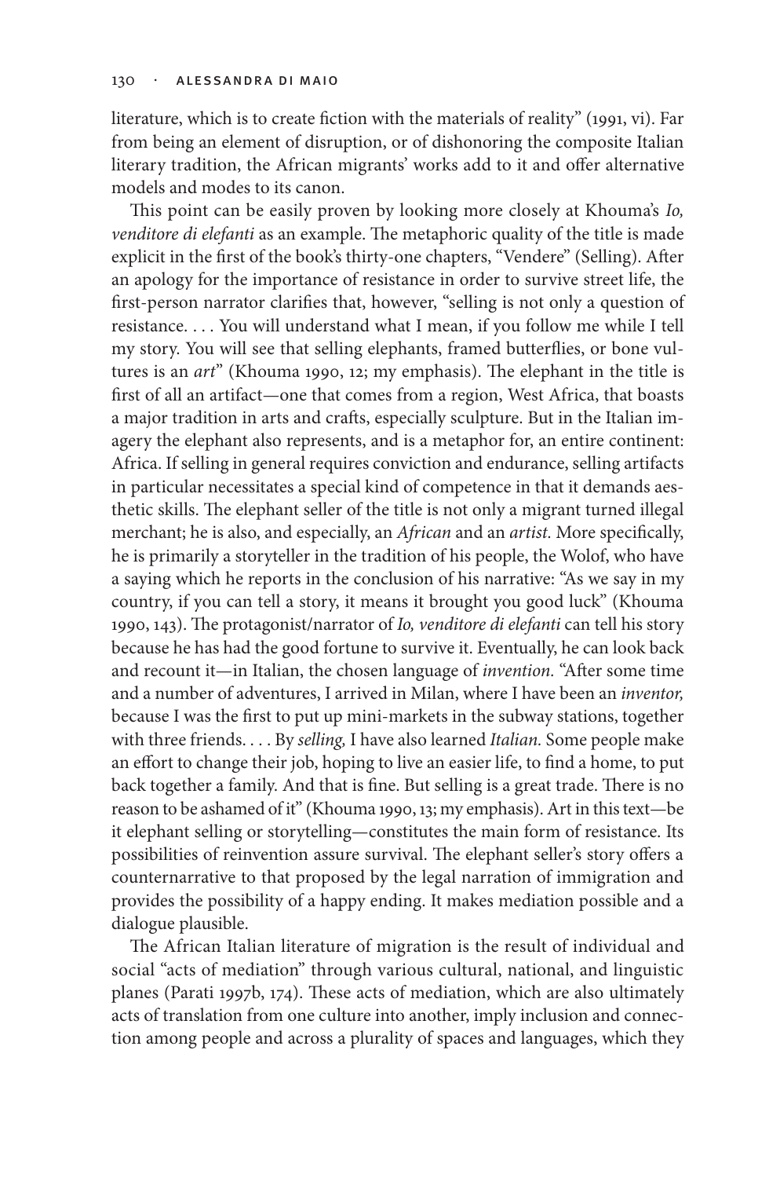literature, which is to create fiction with the materials of reality" (1991, vi). Far from being an element of disruption, or of dishonoring the composite Italian literary tradition, the African migrants' works add to it and offer alternative models and modes to its canon.

This point can be easily proven by looking more closely at Khouma's *Io, venditore di elefanti* as an example. The metaphoric quality of the title is made explicit in the first of the book's thirty-one chapters, "Vendere" (Selling). After an apology for the importance of resistance in order to survive street life, the first-person narrator clarifies that, however, "selling is not only a question of resistance. . . . You will understand what I mean, if you follow me while I tell my story. You will see that selling elephants, framed butterflies, or bone vultures is an *art*" (Khouma 1990, 12; my emphasis). The elephant in the title is first of all an artifact—one that comes from a region, West Africa, that boasts a major tradition in arts and crafts, especially sculpture. But in the Italian imagery the elephant also represents, and is a metaphor for, an entire continent: Africa. If selling in general requires conviction and endurance, selling artifacts in particular necessitates a special kind of competence in that it demands aesthetic skills. The elephant seller of the title is not only a migrant turned illegal merchant; he is also, and especially, an *African* and an *artist.* More specifically, he is primarily a storyteller in the tradition of his people, the Wolof, who have a saying which he reports in the conclusion of his narrative: "As we say in my country, if you can tell a story, it means it brought you good luck" (Khouma 1990, 143). The protagonist/narrator of *Io, venditore di elefanti* can tell his story because he has had the good fortune to survive it. Eventually, he can look back and recount it—in Italian, the chosen language of *invention.* "After some time and a number of adventures, I arrived in Milan, where I have been an *inventor,* because I was the first to put up mini-markets in the subway stations, together with three friends. . . . By *selling,* I have also learned *Italian.* Some people make an effort to change their job, hoping to live an easier life, to find a home, to put back together a family. And that is fine. But selling is a great trade. There is no reason to be ashamed of it" (Khouma 1990, 13; my emphasis). Art in this text—be it elephant selling or storytelling—constitutes the main form of resistance. Its possibilities of reinvention assure survival. The elephant seller's story offers a counternarrative to that proposed by the legal narration of immigration and provides the possibility of a happy ending. It makes mediation possible and a dialogue plausible.

The African Italian literature of migration is the result of individual and social "acts of mediation" through various cultural, national, and linguistic planes (Parati 1997b, 174). These acts of mediation, which are also ultimately acts of translation from one culture into another, imply inclusion and connection among people and across a plurality of spaces and languages, which they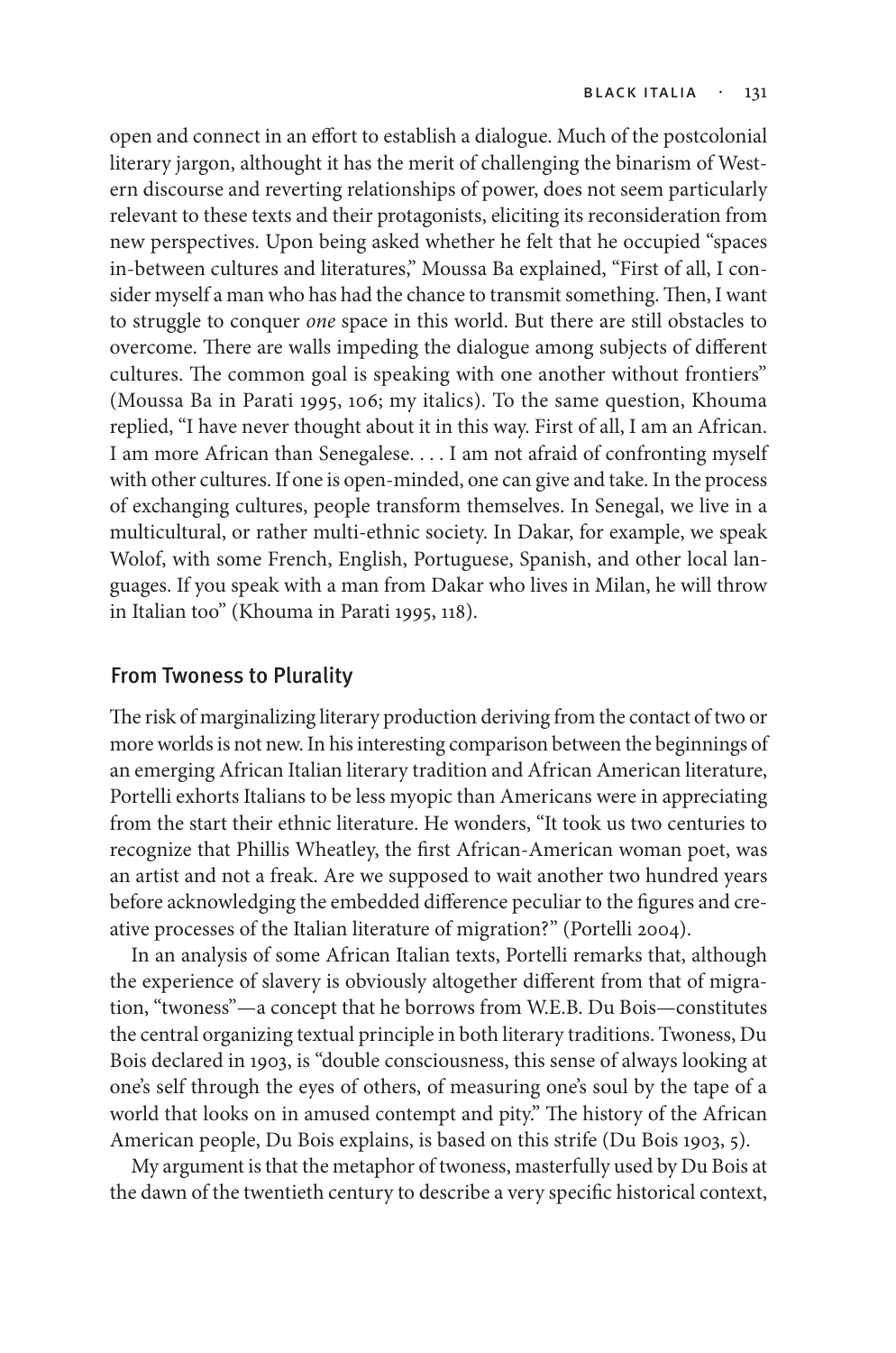open and connect in an effort to establish a dialogue. Much of the postcolonial literary jargon, althought it has the merit of challenging the binarism of Western discourse and reverting relationships of power, does not seem particularly relevant to these texts and their protagonists, eliciting its reconsideration from new perspectives. Upon being asked whether he felt that he occupied "spaces in-between cultures and literatures," Moussa Ba explained, "First of all, I consider myself a man who has had the chance to transmit something. Then, I want to struggle to conquer *one* space in this world. But there are still obstacles to overcome. There are walls impeding the dialogue among subjects of different cultures. The common goal is speaking with one another without frontiers" (Moussa Ba in Parati 1995, 106; my italics). To the same question, Khouma replied, "I have never thought about it in this way. First of all, I am an African. I am more African than Senegalese. . . . I am not afraid of confronting myself with other cultures. If one is open-minded, one can give and take. In the process of exchanging cultures, people transform themselves. In Senegal, we live in a multicultural, or rather multi-ethnic society. In Dakar, for example, we speak Wolof, with some French, English, Portuguese, Spanish, and other local languages. If you speak with a man from Dakar who lives in Milan, he will throw in Italian too" (Khouma in Parati 1995, 118).

## From Twoness to Plurality

The risk of marginalizing literary production deriving from the contact of two or more worlds is not new. In his interesting comparison between the beginnings of an emerging African Italian literary tradition and African American literature, Portelli exhorts Italians to be less myopic than Americans were in appreciating from the start their ethnic literature. He wonders, "It took us two centuries to recognize that Phillis Wheatley, the first African-American woman poet, was an artist and not a freak. Are we supposed to wait another two hundred years before acknowledging the embedded difference peculiar to the figures and creative processes of the Italian literature of migration?" (Portelli 2004).

In an analysis of some African Italian texts, Portelli remarks that, although the experience of slavery is obviously altogether different from that of migration, "twoness"—a concept that he borrows from W.E.B. Du Bois—constitutes the central organizing textual principle in both literary traditions. Twoness, Du Bois declared in 1903, is "double consciousness, this sense of always looking at one's self through the eyes of others, of measuring one's soul by the tape of a world that looks on in amused contempt and pity." The history of the African American people, Du Bois explains, is based on this strife (Du Bois 1903, 5).

My argument is that the metaphor of twoness, masterfully used by Du Bois at the dawn of the twentieth century to describe a very specific historical context,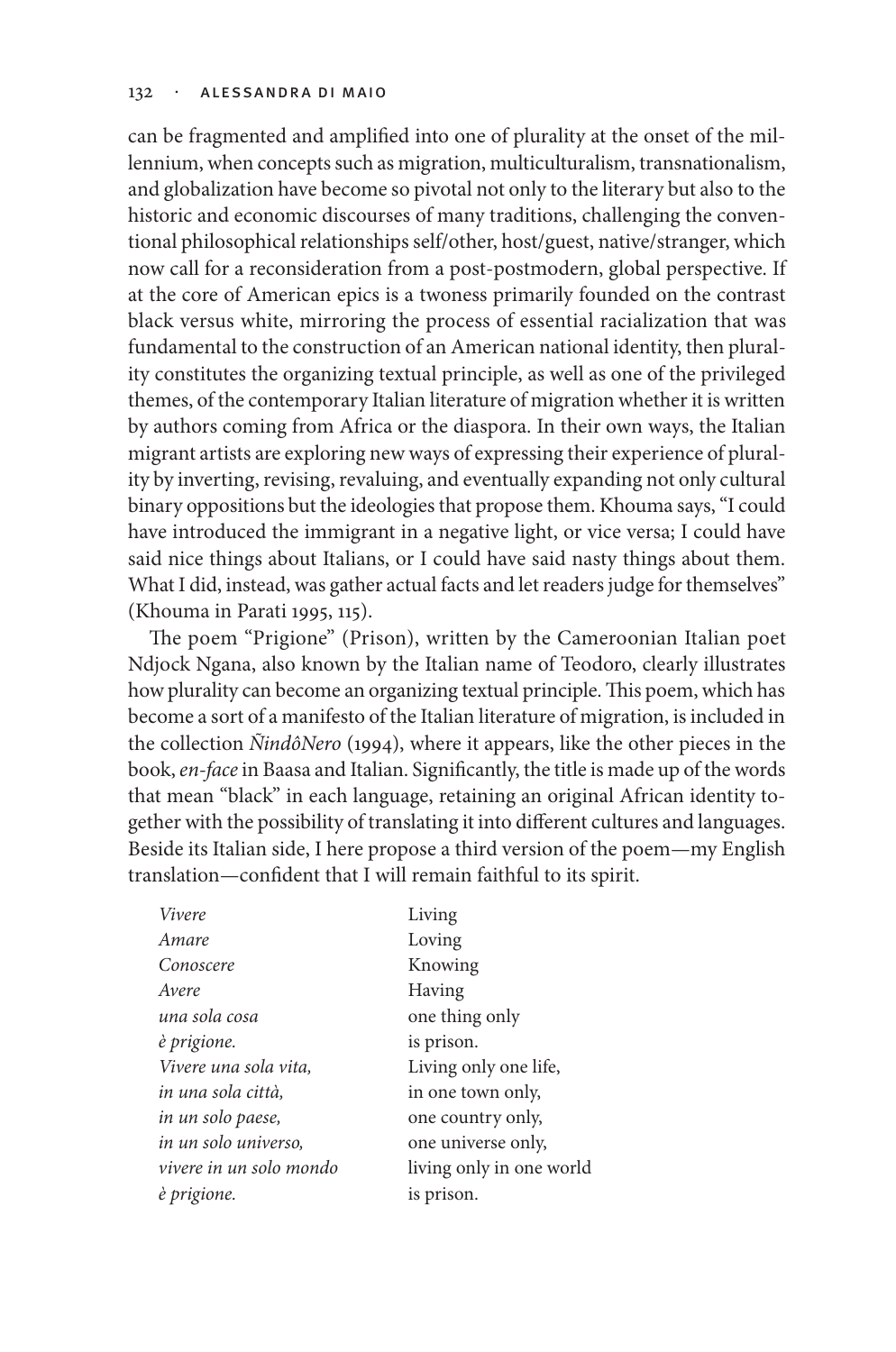can be fragmented and amplified into one of plurality at the onset of the millennium, when concepts such as migration, multiculturalism, transnationalism, and globalization have become so pivotal not only to the literary but also to the historic and economic discourses of many traditions, challenging the conventional philosophical relationships self/other, host/guest, native/stranger, which now call for a reconsideration from a post-postmodern, global perspective. If at the core of American epics is a twoness primarily founded on the contrast black versus white, mirroring the process of essential racialization that was fundamental to the construction of an American national identity, then plurality constitutes the organizing textual principle, as well as one of the privileged themes, of the contemporary Italian literature of migration whether it is written by authors coming from Africa or the diaspora. In their own ways, the Italian migrant artists are exploring new ways of expressing their experience of plurality by inverting, revising, revaluing, and eventually expanding not only cultural binary oppositions but the ideologies that propose them. Khouma says, "I could have introduced the immigrant in a negative light, or vice versa; I could have said nice things about Italians, or I could have said nasty things about them. What I did, instead, was gather actual facts and let readers judge for themselves" (Khouma in Parati 1995, 115).

The poem "Prigione" (Prison), written by the Cameroonian Italian poet Ndjock Ngana, also known by the Italian name of Teodoro, clearly illustrates how plurality can become an organizing textual principle. This poem, which has become a sort of a manifesto of the Italian literature of migration, is included in the collection *ÑindôNero* (1994), where it appears, like the other pieces in the book, *en-face* in Baasa and Italian. Significantly, the title is made up of the words that mean "black" in each language, retaining an original African identity together with the possibility of translating it into different cultures and languages. Beside its Italian side, I here propose a third version of the poem—my English translation—confident that I will remain faithful to its spirit.

| | |
|---|---|
| *Vivere* | Living |
| *Amare* | Loving |
| *Conoscere* | Knowing |
| *Avere* | Having |
| *una sola cosa* | one thing only |
| *è prigione.* | is prison. |
| *Vivere una sola vita,* | Living only one life, |
| *in una sola città,* | in one town only, |
| *in un solo paese,* | one country only, |
| *in un solo universo,* | one universe only, |
| *vivere in un solo mondo* | living only in one world |
| *è prigione.* | is prison. |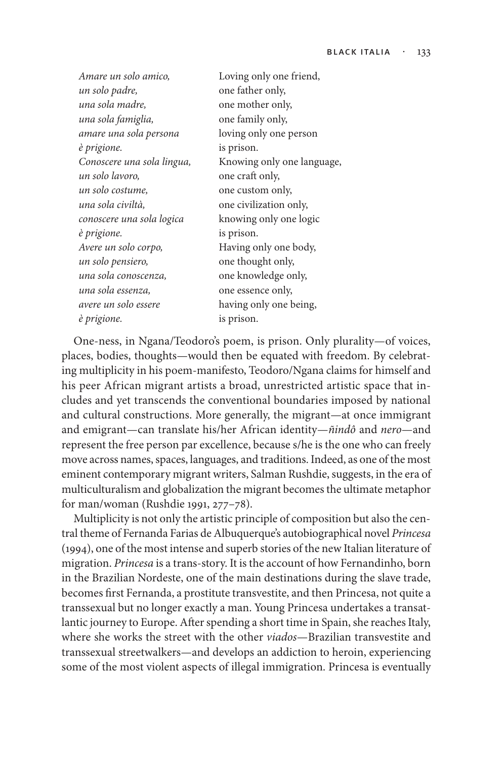| | |
|---|---|
| *Amare un solo amico,* | Loving only one friend, |
| *un solo padre,* | one father only, |
| *una sola madre,* | one mother only, |
| *una sola famiglia,* | one family only, |
| *amare una sola persona* | loving only one person |
| *è prigione.* | is prison. |
| *Conoscere una sola lingua,* | Knowing only one language, |
| *un solo lavoro,* | one craft only, |
| *un solo costume,* | one custom only, |
| *una sola civiltà,* | one civilization only, |
| *conoscere una sola logica* | knowing only one logic |
| *è prigione.* | is prison. |
| *Avere un solo corpo,* | Having only one body, |
| *un solo pensiero,* | one thought only, |
| *una sola conoscenza,* | one knowledge only, |
| *una sola essenza,* | one essence only, |
| *avere un solo essere* | having only one being, |
| *è prigione.* | is prison. |

One-ness, in Ngana/Teodoro's poem, is prison. Only plurality—of voices, places, bodies, thoughts—would then be equated with freedom. By celebrating multiplicity in his poem-manifesto, Teodoro/Ngana claims for himself and his peer African migrant artists a broad, unrestricted artistic space that includes and yet transcends the conventional boundaries imposed by national and cultural constructions. More generally, the migrant—at once immigrant and emigrant—can translate his/her African identity—*ñindô* and *nero*—and represent the free person par excellence, because s/he is the one who can freely move across names, spaces, languages, and traditions. Indeed, as one of the most eminent contemporary migrant writers, Salman Rushdie, suggests, in the era of multiculturalism and globalization the migrant becomes the ultimate metaphor for man/woman (Rushdie 1991, 277–78).

Multiplicity is not only the artistic principle of composition but also the central theme of Fernanda Farias de Albuquerque's autobiographical novel *Princesa* (1994), one of the most intense and superb stories of the new Italian literature of migration. *Princesa* is a trans-story. It is the account of how Fernandinho, born in the Brazilian Nordeste, one of the main destinations during the slave trade, becomes first Fernanda, a prostitute transvestite, and then Princesa, not quite a transsexual but no longer exactly a man. Young Princesa undertakes a transatlantic journey to Europe. After spending a short time in Spain, she reaches Italy, where she works the street with the other *viados*—Brazilian transvestite and transsexual streetwalkers—and develops an addiction to heroin, experiencing some of the most violent aspects of illegal immigration. Princesa is eventually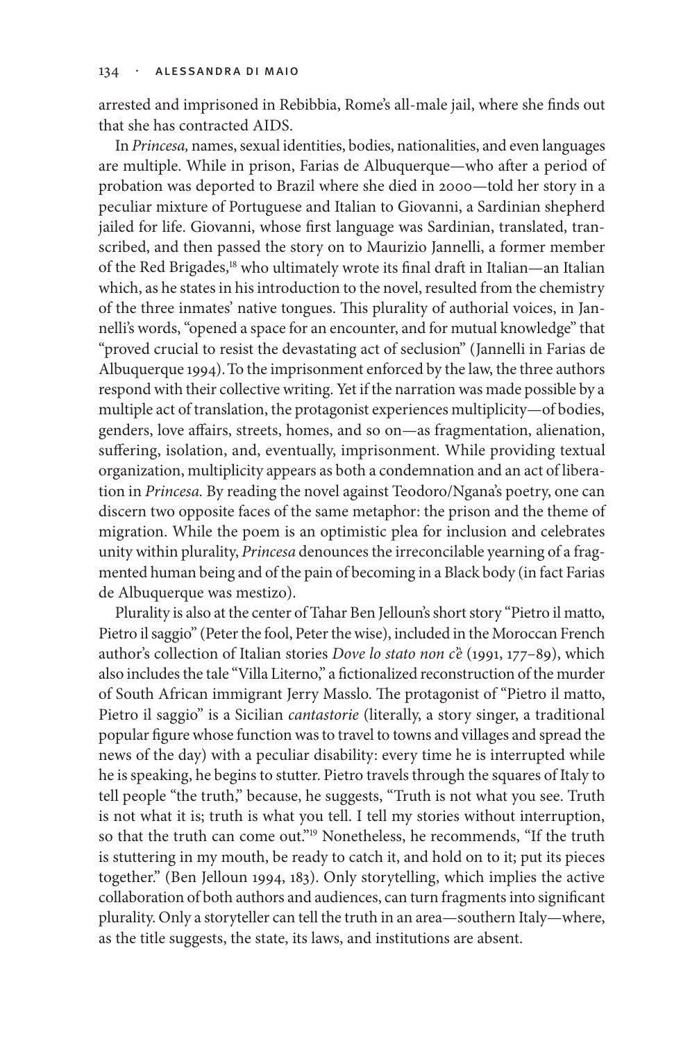arrested and imprisoned in Rebibbia, Rome's all-male jail, where she finds out that she has contracted AIDS.

In *Princesa,* names, sexual identities, bodies, nationalities, and even languages are multiple. While in prison, Farias de Albuquerque—who after a period of probation was deported to Brazil where she died in 2000—told her story in a peculiar mixture of Portuguese and Italian to Giovanni, a Sardinian shepherd jailed for life. Giovanni, whose first language was Sardinian, translated, transcribed, and then passed the story on to Maurizio Jannelli, a former member of the Red Brigades,[18] who ultimately wrote its final draft in Italian—an Italian which, as he states in his introduction to the novel, resulted from the chemistry of the three inmates' native tongues. This plurality of authorial voices, in Jannelli's words, "opened a space for an encounter, and for mutual knowledge" that "proved crucial to resist the devastating act of seclusion" (Jannelli in Farias de Albuquerque 1994). To the imprisonment enforced by the law, the three authors respond with their collective writing. Yet if the narration was made possible by a multiple act of translation, the protagonist experiences multiplicity—of bodies, genders, love affairs, streets, homes, and so on—as fragmentation, alienation, suffering, isolation, and, eventually, imprisonment. While providing textual organization, multiplicity appears as both a condemnation and an act of liberation in *Princesa.* By reading the novel against Teodoro/Ngana's poetry, one can discern two opposite faces of the same metaphor: the prison and the theme of migration. While the poem is an optimistic plea for inclusion and celebrates unity within plurality, *Princesa* denounces the irreconcilable yearning of a fragmented human being and of the pain of becoming in a Black body (in fact Farias de Albuquerque was mestizo).

Plurality is also at the center of Tahar Ben Jelloun's short story "Pietro il matto, Pietro il saggio" (Peter the fool, Peter the wise), included in the Moroccan French author's collection of Italian stories *Dove lo stato non c'è* (1991, 177–89), which also includes the tale "Villa Literno," a fictionalized reconstruction of the murder of South African immigrant Jerry Masslo. The protagonist of "Pietro il matto, Pietro il saggio" is a Sicilian *cantastorie* (literally, a story singer, a traditional popular figure whose function was to travel to towns and villages and spread the news of the day) with a peculiar disability: every time he is interrupted while he is speaking, he begins to stutter. Pietro travels through the squares of Italy to tell people "the truth," because, he suggests, "Truth is not what you see. Truth is not what it is; truth is what you tell. I tell my stories without interruption, so that the truth can come out."[19] Nonetheless, he recommends, "If the truth is stuttering in my mouth, be ready to catch it, and hold on to it; put its pieces together." (Ben Jelloun 1994, 183). Only storytelling, which implies the active collaboration of both authors and audiences, can turn fragments into significant plurality. Only a storyteller can tell the truth in an area—southern Italy—where, as the title suggests, the state, its laws, and institutions are absent.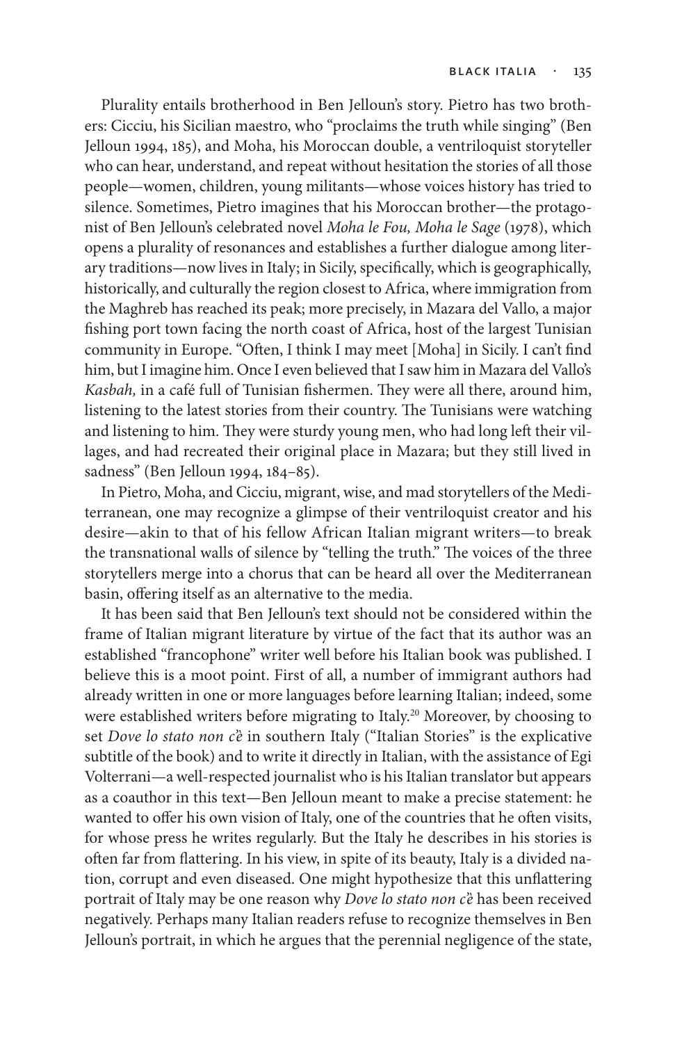Plurality entails brotherhood in Ben Jelloun's story. Pietro has two brothers: Cicciu, his Sicilian maestro, who "proclaims the truth while singing" (Ben Jelloun 1994, 185), and Moha, his Moroccan double, a ventriloquist storyteller who can hear, understand, and repeat without hesitation the stories of all those people—women, children, young militants—whose voices history has tried to silence. Sometimes, Pietro imagines that his Moroccan brother—the protagonist of Ben Jelloun's celebrated novel *Moha le Fou, Moha le Sage* (1978), which opens a plurality of resonances and establishes a further dialogue among literary traditions—now lives in Italy; in Sicily, specifically, which is geographically, historically, and culturally the region closest to Africa, where immigration from the Maghreb has reached its peak; more precisely, in Mazara del Vallo, a major fishing port town facing the north coast of Africa, host of the largest Tunisian community in Europe. "Often, I think I may meet [Moha] in Sicily. I can't find him, but I imagine him. Once I even believed that I saw him in Mazara del Vallo's *Kasbah,* in a café full of Tunisian fishermen. They were all there, around him, listening to the latest stories from their country. The Tunisians were watching and listening to him. They were sturdy young men, who had long left their villages, and had recreated their original place in Mazara; but they still lived in sadness" (Ben Jelloun 1994, 184–85).

In Pietro, Moha, and Cicciu, migrant, wise, and mad storytellers of the Mediterranean, one may recognize a glimpse of their ventriloquist creator and his desire—akin to that of his fellow African Italian migrant writers—to break the transnational walls of silence by "telling the truth." The voices of the three storytellers merge into a chorus that can be heard all over the Mediterranean basin, offering itself as an alternative to the media.

It has been said that Ben Jelloun's text should not be considered within the frame of Italian migrant literature by virtue of the fact that its author was an established "francophone" writer well before his Italian book was published. I believe this is a moot point. First of all, a number of immigrant authors had already written in one or more languages before learning Italian; indeed, some were established writers before migrating to Italy.[20] Moreover, by choosing to set *Dove lo stato non c'è* in southern Italy ("Italian Stories" is the explicative subtitle of the book) and to write it directly in Italian, with the assistance of Egi Volterrani—a well-respected journalist who is his Italian translator but appears as a coauthor in this text—Ben Jelloun meant to make a precise statement: he wanted to offer his own vision of Italy, one of the countries that he often visits, for whose press he writes regularly. But the Italy he describes in his stories is often far from flattering. In his view, in spite of its beauty, Italy is a divided nation, corrupt and even diseased. One might hypothesize that this unflattering portrait of Italy may be one reason why *Dove lo stato non c'è* has been received negatively. Perhaps many Italian readers refuse to recognize themselves in Ben Jelloun's portrait, in which he argues that the perennial negligence of the state,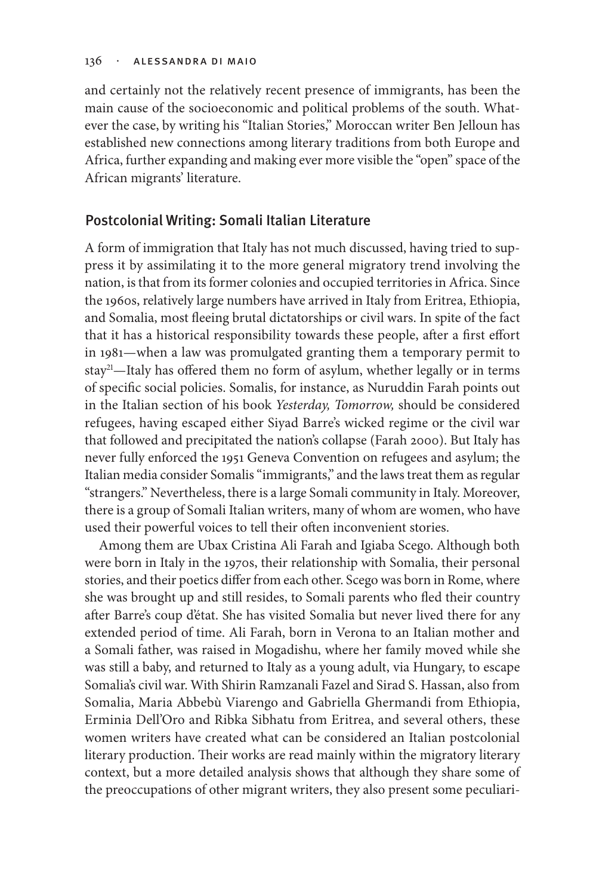and certainly not the relatively recent presence of immigrants, has been the main cause of the socioeconomic and political problems of the south. Whatever the case, by writing his "Italian Stories," Moroccan writer Ben Jelloun has established new connections among literary traditions from both Europe and Africa, further expanding and making ever more visible the "open" space of the African migrants' literature.

## Postcolonial Writing: Somali Italian Literature

A form of immigration that Italy has not much discussed, having tried to suppress it by assimilating it to the more general migratory trend involving the nation, is that from its former colonies and occupied territories in Africa. Since the 1960s, relatively large numbers have arrived in Italy from Eritrea, Ethiopia, and Somalia, most fleeing brutal dictatorships or civil wars. In spite of the fact that it has a historical responsibility towards these people, after a first effort in 1981—when a law was promulgated granting them a temporary permit to stay[21]—Italy has offered them no form of asylum, whether legally or in terms of specific social policies. Somalis, for instance, as Nuruddin Farah points out in the Italian section of his book *Yesterday, Tomorrow,* should be considered refugees, having escaped either Siyad Barre's wicked regime or the civil war that followed and precipitated the nation's collapse (Farah 2000). But Italy has never fully enforced the 1951 Geneva Convention on refugees and asylum; the Italian media consider Somalis "immigrants," and the laws treat them as regular "strangers." Nevertheless, there is a large Somali community in Italy. Moreover, there is a group of Somali Italian writers, many of whom are women, who have used their powerful voices to tell their often inconvenient stories.

Among them are Ubax Cristina Ali Farah and Igiaba Scego. Although both were born in Italy in the 1970s, their relationship with Somalia, their personal stories, and their poetics differ from each other. Scego was born in Rome, where she was brought up and still resides, to Somali parents who fled their country after Barre's coup d'état. She has visited Somalia but never lived there for any extended period of time. Ali Farah, born in Verona to an Italian mother and a Somali father, was raised in Mogadishu, where her family moved while she was still a baby, and returned to Italy as a young adult, via Hungary, to escape Somalia's civil war. With Shirin Ramzanali Fazel and Sirad S. Hassan, also from Somalia, Maria Abbebù Viarengo and Gabriella Ghermandi from Ethiopia, Erminia Dell'Oro and Ribka Sibhatu from Eritrea, and several others, these women writers have created what can be considered an Italian postcolonial literary production. Their works are read mainly within the migratory literary context, but a more detailed analysis shows that although they share some of the preoccupations of other migrant writers, they also present some peculiari-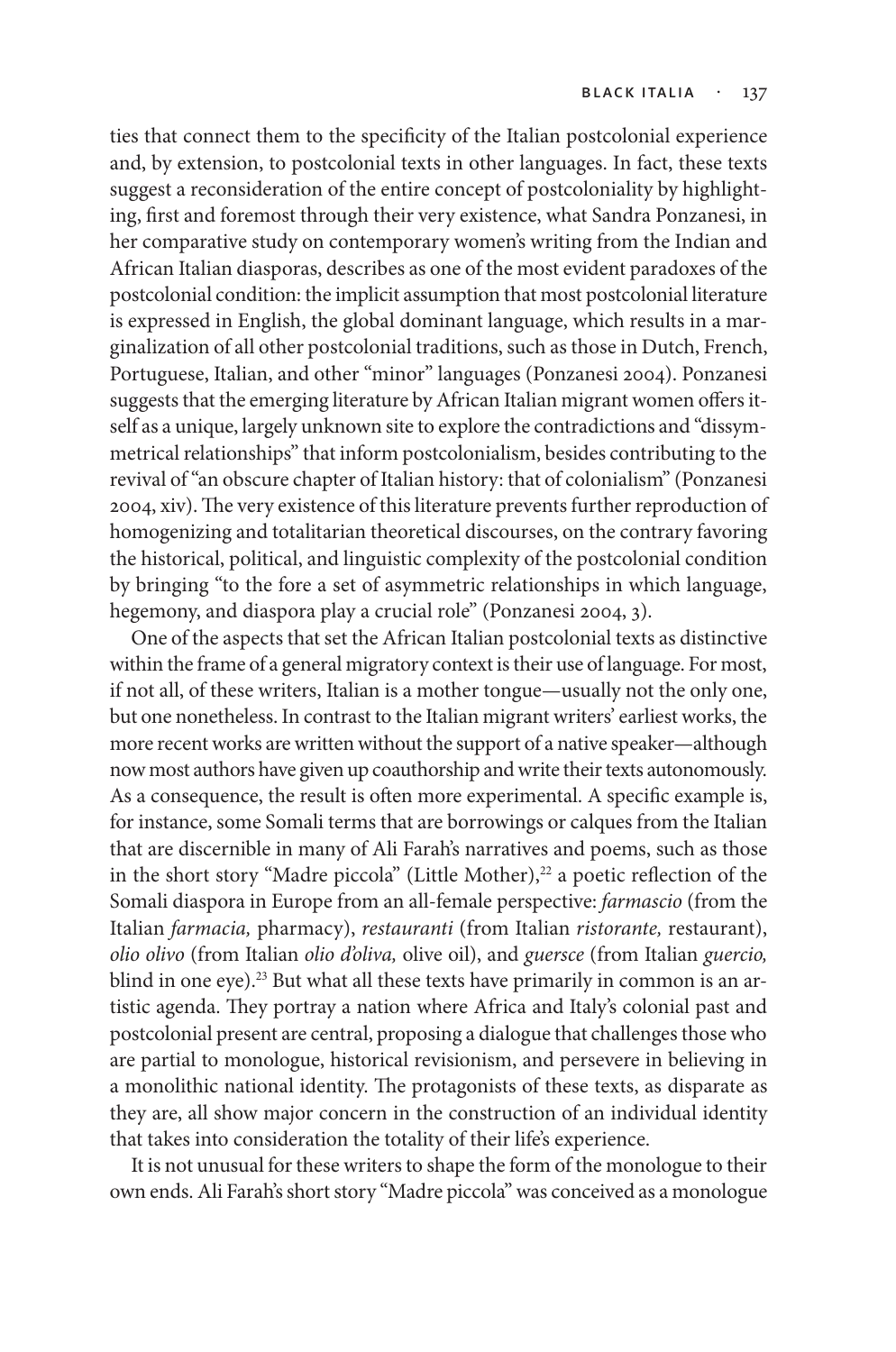ties that connect them to the specificity of the Italian postcolonial experience and, by extension, to postcolonial texts in other languages. In fact, these texts suggest a reconsideration of the entire concept of postcoloniality by highlighting, first and foremost through their very existence, what Sandra Ponzanesi, in her comparative study on contemporary women's writing from the Indian and African Italian diasporas, describes as one of the most evident paradoxes of the postcolonial condition: the implicit assumption that most postcolonial literature is expressed in English, the global dominant language, which results in a marginalization of all other postcolonial traditions, such as those in Dutch, French, Portuguese, Italian, and other "minor" languages (Ponzanesi 2004). Ponzanesi suggests that the emerging literature by African Italian migrant women offers itself as a unique, largely unknown site to explore the contradictions and "dissymmetrical relationships" that inform postcolonialism, besides contributing to the revival of "an obscure chapter of Italian history: that of colonialism" (Ponzanesi 2004, xiv). The very existence of this literature prevents further reproduction of homogenizing and totalitarian theoretical discourses, on the contrary favoring the historical, political, and linguistic complexity of the postcolonial condition by bringing "to the fore a set of asymmetric relationships in which language, hegemony, and diaspora play a crucial role" (Ponzanesi 2004, 3).

One of the aspects that set the African Italian postcolonial texts as distinctive within the frame of a general migratory context is their use of language. For most, if not all, of these writers, Italian is a mother tongue—usually not the only one, but one nonetheless. In contrast to the Italian migrant writers' earliest works, the more recent works are written without the support of a native speaker—although now most authors have given up coauthorship and write their texts autonomously. As a consequence, the result is often more experimental. A specific example is, for instance, some Somali terms that are borrowings or calques from the Italian that are discernible in many of Ali Farah's narratives and poems, such as those in the short story "Madre piccola" (Little Mother),[22] a poetic reflection of the Somali diaspora in Europe from an all-female perspective: *farmascio* (from the Italian *farmacia,* pharmacy), *restauranti* (from Italian *ristorante,* restaurant), *olio olivo* (from Italian *olio d'oliva,* olive oil), and *guersce* (from Italian *guercio,* blind in one eye).[23] But what all these texts have primarily in common is an artistic agenda. They portray a nation where Africa and Italy's colonial past and postcolonial present are central, proposing a dialogue that challenges those who are partial to monologue, historical revisionism, and persevere in believing in a monolithic national identity. The protagonists of these texts, as disparate as they are, all show major concern in the construction of an individual identity that takes into consideration the totality of their life's experience.

It is not unusual for these writers to shape the form of the monologue to their own ends. Ali Farah's short story "Madre piccola" was conceived as a monologue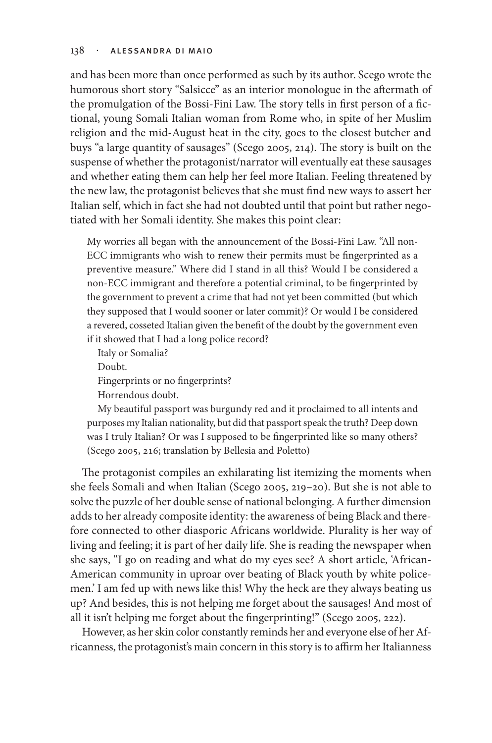and has been more than once performed as such by its author. Scego wrote the humorous short story "Salsicce" as an interior monologue in the aftermath of the promulgation of the Bossi-Fini Law. The story tells in first person of a fictional, young Somali Italian woman from Rome who, in spite of her Muslim religion and the mid-August heat in the city, goes to the closest butcher and buys "a large quantity of sausages" (Scego 2005, 214). The story is built on the suspense of whether the protagonist/narrator will eventually eat these sausages and whether eating them can help her feel more Italian. Feeling threatened by the new law, the protagonist believes that she must find new ways to assert her Italian self, which in fact she had not doubted until that point but rather negotiated with her Somali identity. She makes this point clear:

> My worries all began with the announcement of the Bossi-Fini Law. "All non-ECC immigrants who wish to renew their permits must be fingerprinted as a preventive measure." Where did I stand in all this? Would I be considered a non-ECC immigrant and therefore a potential criminal, to be fingerprinted by the government to prevent a crime that had not yet been committed (but which they supposed that I would sooner or later commit)? Or would I be considered a revered, cosseted Italian given the benefit of the doubt by the government even if it showed that I had a long police record?
>
> Italy or Somalia?
>
> Doubt.
>
> Fingerprints or no fingerprints?
>
> Horrendous doubt.
>
> My beautiful passport was burgundy red and it proclaimed to all intents and purposes my Italian nationality, but did that passport speak the truth? Deep down was I truly Italian? Or was I supposed to be fingerprinted like so many others? (Scego 2005, 216; translation by Bellesia and Poletto)

The protagonist compiles an exhilarating list itemizing the moments when she feels Somali and when Italian (Scego 2005, 219–20). But she is not able to solve the puzzle of her double sense of national belonging. A further dimension adds to her already composite identity: the awareness of being Black and therefore connected to other diasporic Africans worldwide. Plurality is her way of living and feeling; it is part of her daily life. She is reading the newspaper when she says, "I go on reading and what do my eyes see? A short article, 'African-American community in uproar over beating of Black youth by white policemen.' I am fed up with news like this! Why the heck are they always beating us up? And besides, this is not helping me forget about the sausages! And most of all it isn't helping me forget about the fingerprinting!" (Scego 2005, 222).

However, as her skin color constantly reminds her and everyone else of her Africanness, the protagonist's main concern in this story is to affirm her Italianness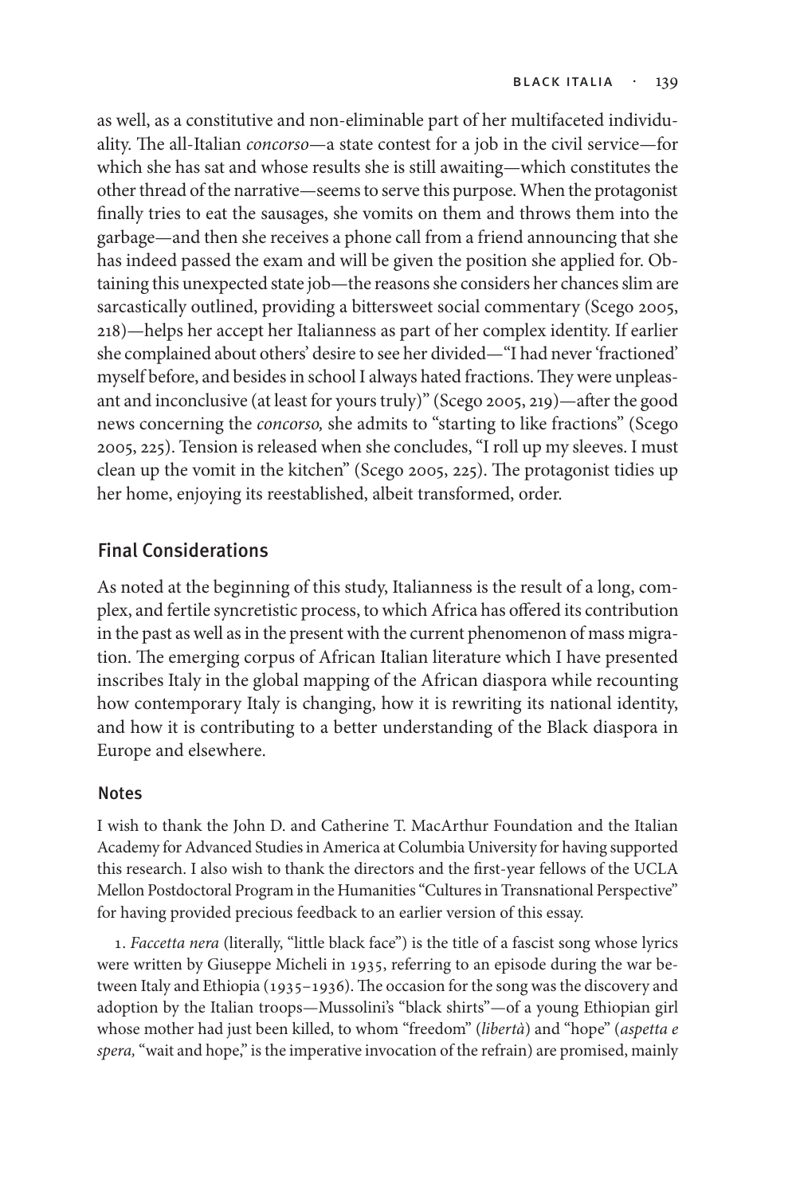as well, as a constitutive and non-eliminable part of her multifaceted individuality. The all-Italian *concorso*—a state contest for a job in the civil service—for which she has sat and whose results she is still awaiting—which constitutes the other thread of the narrative—seems to serve this purpose. When the protagonist finally tries to eat the sausages, she vomits on them and throws them into the garbage—and then she receives a phone call from a friend announcing that she has indeed passed the exam and will be given the position she applied for. Obtaining this unexpected state job—the reasons she considers her chances slim are sarcastically outlined, providing a bittersweet social commentary (Scego 2005, 218)—helps her accept her Italianness as part of her complex identity. If earlier she complained about others' desire to see her divided—"I had never 'fractioned' myself before, and besides in school I always hated fractions. They were unpleasant and inconclusive (at least for yours truly)" (Scego 2005, 219)—after the good news concerning the *concorso,* she admits to "starting to like fractions" (Scego 2005, 225). Tension is released when she concludes, "I roll up my sleeves. I must clean up the vomit in the kitchen" (Scego 2005, 225). The protagonist tidies up her home, enjoying its reestablished, albeit transformed, order.

## Final Considerations

As noted at the beginning of this study, Italianness is the result of a long, complex, and fertile syncretistic process, to which Africa has offered its contribution in the past as well as in the present with the current phenomenon of mass migration. The emerging corpus of African Italian literature which I have presented inscribes Italy in the global mapping of the African diaspora while recounting how contemporary Italy is changing, how it is rewriting its national identity, and how it is contributing to a better understanding of the Black diaspora in Europe and elsewhere.

### Notes

I wish to thank the John D. and Catherine T. MacArthur Foundation and the Italian Academy for Advanced Studies in America at Columbia University for having supported this research. I also wish to thank the directors and the first-year fellows of the UCLA Mellon Postdoctoral Program in the Humanities "Cultures in Transnational Perspective" for having provided precious feedback to an earlier version of this essay.

1. *Faccetta nera* (literally, "little black face") is the title of a fascist song whose lyrics were written by Giuseppe Micheli in 1935, referring to an episode during the war between Italy and Ethiopia (1935–1936). The occasion for the song was the discovery and adoption by the Italian troops—Mussolini's "black shirts"—of a young Ethiopian girl whose mother had just been killed, to whom "freedom" (*libertà*) and "hope" (*aspetta e spera,* "wait and hope," is the imperative invocation of the refrain) are promised, mainly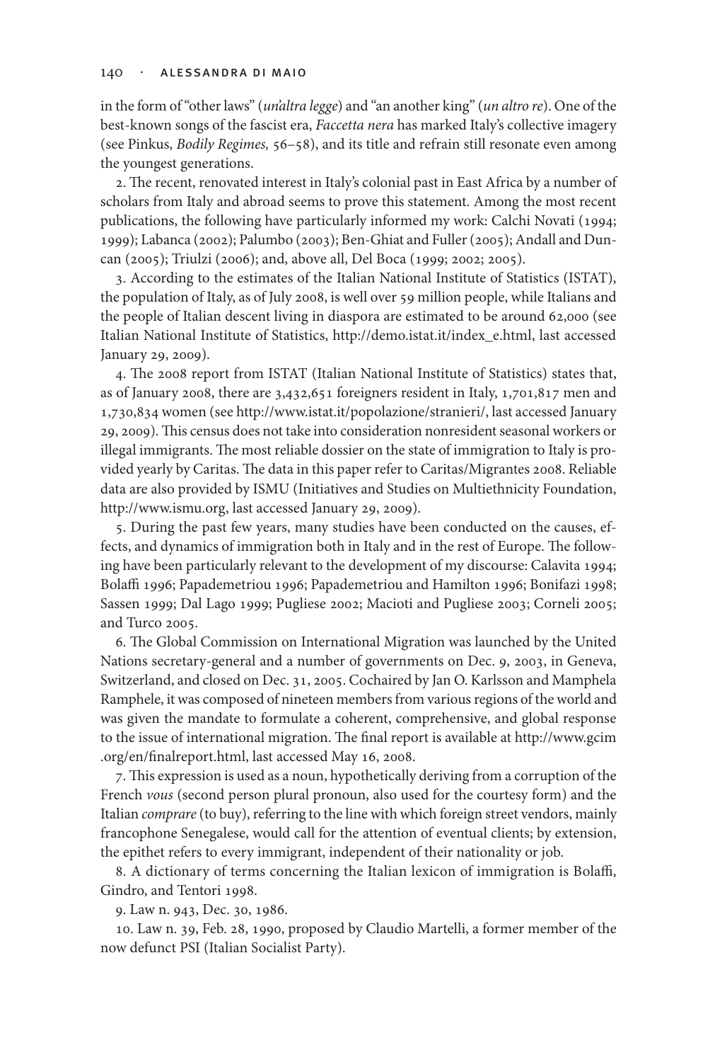in the form of "other laws" (*un'altra legge*) and "an another king" (*un altro re*). One of the best-known songs of the fascist era, *Faccetta nera* has marked Italy's collective imagery (see Pinkus, *Bodily Regimes,* 56–58), and its title and refrain still resonate even among the youngest generations.

2. The recent, renovated interest in Italy's colonial past in East Africa by a number of scholars from Italy and abroad seems to prove this statement. Among the most recent publications, the following have particularly informed my work: Calchi Novati (1994; 1999); Labanca (2002); Palumbo (2003); Ben-Ghiat and Fuller (2005); Andall and Duncan (2005); Triulzi (2006); and, above all, Del Boca (1999; 2002; 2005).

3. According to the estimates of the Italian National Institute of Statistics (ISTAT), the population of Italy, as of July 2008, is well over 59 million people, while Italians and the people of Italian descent living in diaspora are estimated to be around 62,000 (see Italian National Institute of Statistics, http://demo.istat.it/index_e.html, last accessed January 29, 2009).

4. The 2008 report from ISTAT (Italian National Institute of Statistics) states that, as of January 2008, there are 3,432,651 foreigners resident in Italy, 1,701,817 men and 1,730,834 women (see http://www.istat.it/popolazione/stranieri/, last accessed January 29, 2009). This census does not take into consideration nonresident seasonal workers or illegal immigrants. The most reliable dossier on the state of immigration to Italy is provided yearly by Caritas. The data in this paper refer to Caritas/Migrantes 2008. Reliable data are also provided by ISMU (Initiatives and Studies on Multiethnicity Foundation, http://www.ismu.org, last accessed January 29, 2009).

5. During the past few years, many studies have been conducted on the causes, effects, and dynamics of immigration both in Italy and in the rest of Europe. The following have been particularly relevant to the development of my discourse: Calavita 1994; Bolaffi 1996; Papademetriou 1996; Papademetriou and Hamilton 1996; Bonifazi 1998; Sassen 1999; Dal Lago 1999; Pugliese 2002; Macioti and Pugliese 2003; Corneli 2005; and Turco 2005.

6. The Global Commission on International Migration was launched by the United Nations secretary-general and a number of governments on Dec. 9, 2003, in Geneva, Switzerland, and closed on Dec. 31, 2005. Cochaired by Jan O. Karlsson and Mamphela Ramphele, it was composed of nineteen members from various regions of the world and was given the mandate to formulate a coherent, comprehensive, and global response to the issue of international migration. The final report is available at http://www.gcim.org/en/finalreport.html, last accessed May 16, 2008.

7. This expression is used as a noun, hypothetically deriving from a corruption of the French *vous* (second person plural pronoun, also used for the courtesy form) and the Italian *comprare* (to buy), referring to the line with which foreign street vendors, mainly francophone Senegalese, would call for the attention of eventual clients; by extension, the epithet refers to every immigrant, independent of their nationality or job.

8. A dictionary of terms concerning the Italian lexicon of immigration is Bolaffi, Gindro, and Tentori 1998.

9. Law n. 943, Dec. 30, 1986.

10. Law n. 39, Feb. 28, 1990, proposed by Claudio Martelli, a former member of the now defunct PSI (Italian Socialist Party).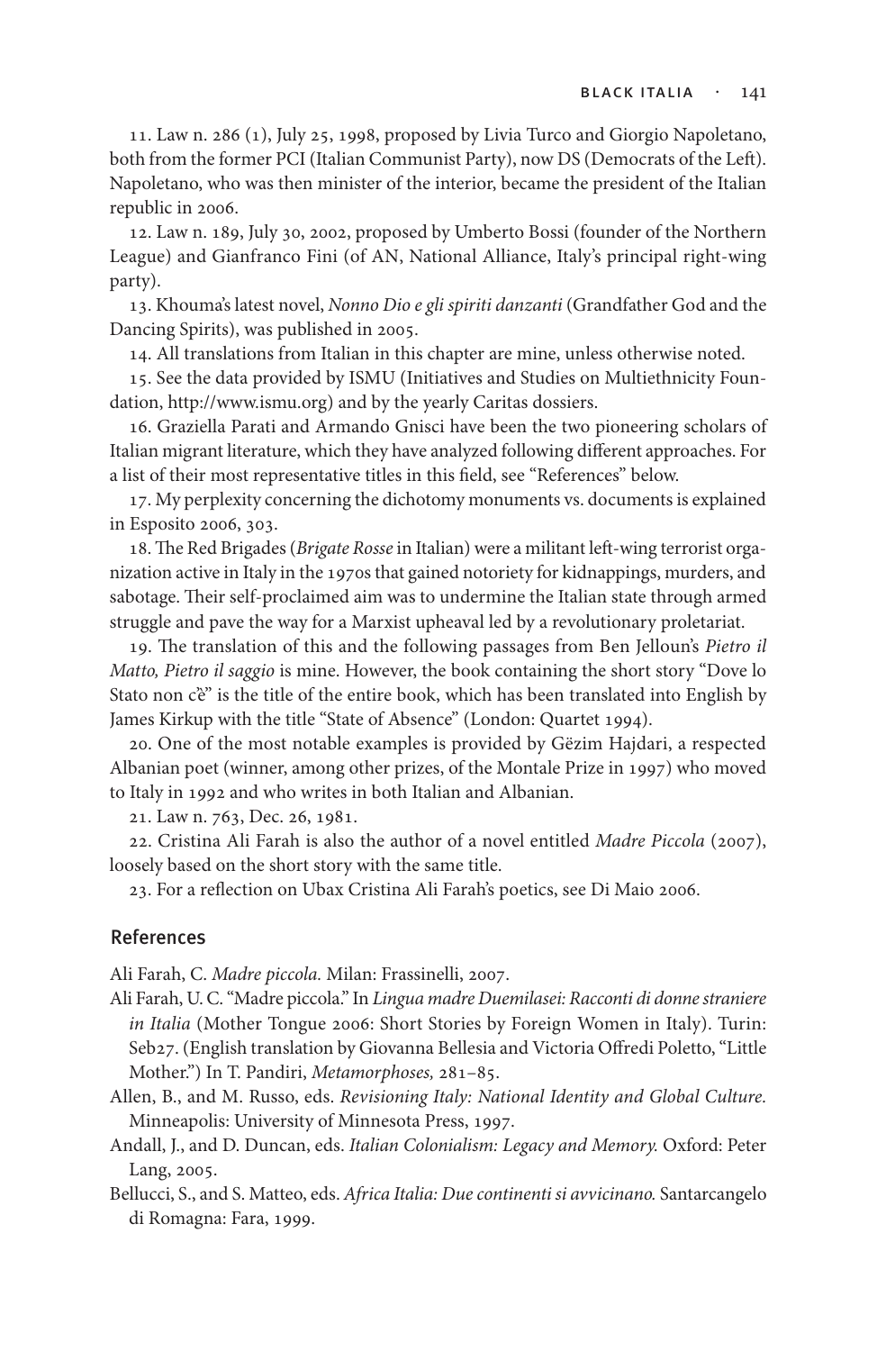11. Law n. 286 (1), July 25, 1998, proposed by Livia Turco and Giorgio Napoletano, both from the former PCI (Italian Communist Party), now DS (Democrats of the Left). Napoletano, who was then minister of the interior, became the president of the Italian republic in 2006.

12. Law n. 189, July 30, 2002, proposed by Umberto Bossi (founder of the Northern League) and Gianfranco Fini (of AN, National Alliance, Italy's principal right-wing party).

13. Khouma's latest novel, *Nonno Dio e gli spiriti danzanti* (Grandfather God and the Dancing Spirits), was published in 2005.

14. All translations from Italian in this chapter are mine, unless otherwise noted.

15. See the data provided by ISMU (Initiatives and Studies on Multiethnicity Foundation, http://www.ismu.org) and by the yearly Caritas dossiers.

16. Graziella Parati and Armando Gnisci have been the two pioneering scholars of Italian migrant literature, which they have analyzed following different approaches. For a list of their most representative titles in this field, see "References" below.

17. My perplexity concerning the dichotomy monuments vs. documents is explained in Esposito 2006, 303.

18. The Red Brigades (*Brigate Rosse* in Italian) were a militant left-wing terrorist organization active in Italy in the 1970s that gained notoriety for kidnappings, murders, and sabotage. Their self-proclaimed aim was to undermine the Italian state through armed struggle and pave the way for a Marxist upheaval led by a revolutionary proletariat.

19. The translation of this and the following passages from Ben Jelloun's *Pietro il Matto, Pietro il saggio* is mine. However, the book containing the short story "Dove lo Stato non c'è" is the title of the entire book, which has been translated into English by James Kirkup with the title "State of Absence" (London: Quartet 1994).

20. One of the most notable examples is provided by Gëzim Hajdari, a respected Albanian poet (winner, among other prizes, of the Montale Prize in 1997) who moved to Italy in 1992 and who writes in both Italian and Albanian.

21. Law n. 763, Dec. 26, 1981.

22. Cristina Ali Farah is also the author of a novel entitled *Madre Piccola* (2007), loosely based on the short story with the same title.

23. For a reflection on Ubax Cristina Ali Farah's poetics, see Di Maio 2006.

## References

Ali Farah, C. *Madre piccola.* Milan: Frassinelli, 2007.

Ali Farah, U. C. "Madre piccola." In *Lingua madre Duemilasei: Racconti di donne straniere in Italia* (Mother Tongue 2006: Short Stories by Foreign Women in Italy). Turin: Seb27. (English translation by Giovanna Bellesia and Victoria Offredi Poletto, "Little Mother.") In T. Pandiri, *Metamorphoses,* 281–85.

Allen, B., and M. Russo, eds. *Revisioning Italy: National Identity and Global Culture.* Minneapolis: University of Minnesota Press, 1997.

Andall, J., and D. Duncan, eds. *Italian Colonialism: Legacy and Memory.* Oxford: Peter Lang, 2005.

Bellucci, S., and S. Matteo, eds. *Africa Italia: Due continenti si avvicinano.* Santarcangelo di Romagna: Fara, 1999.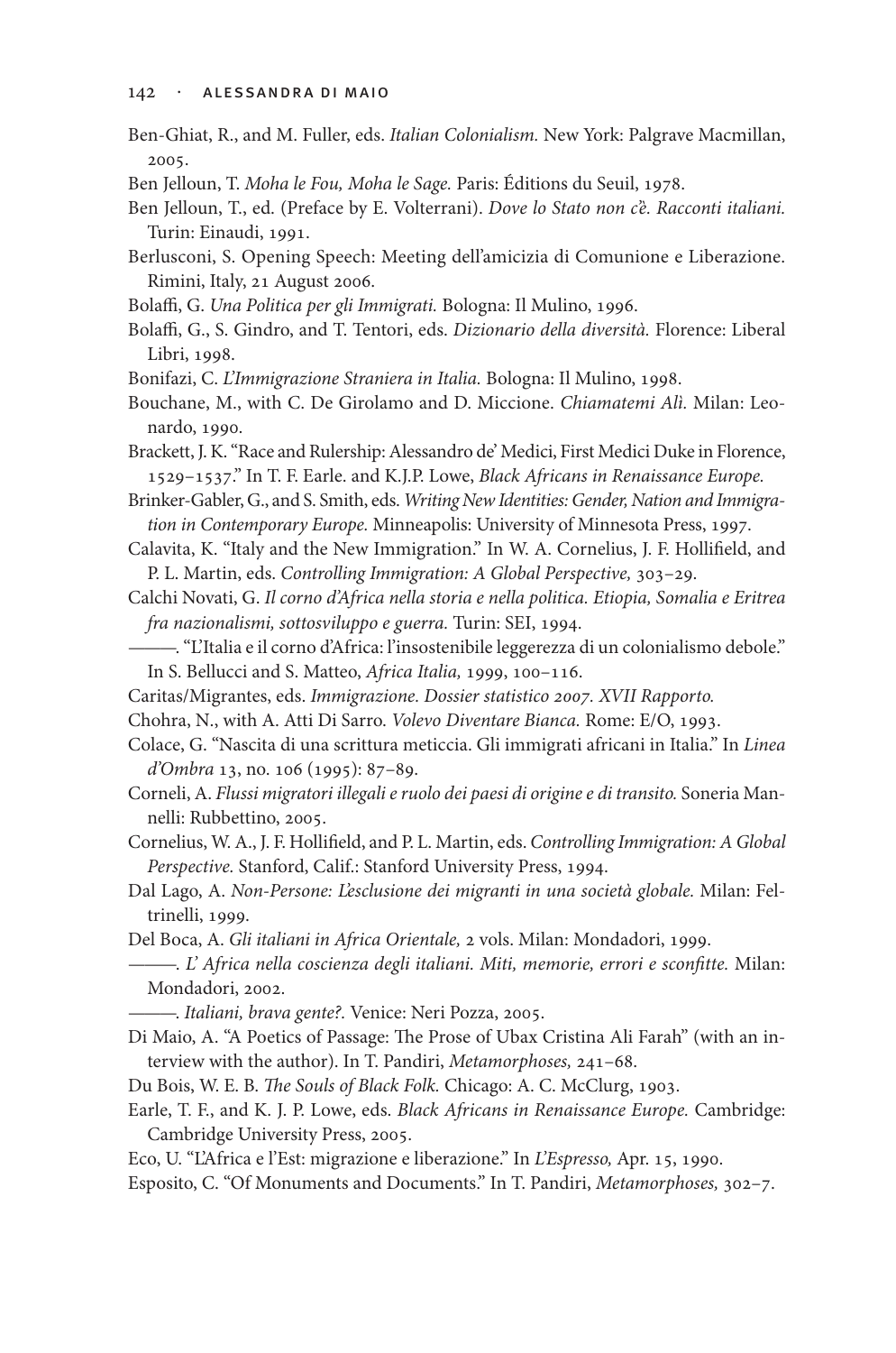Ben-Ghiat, R., and M. Fuller, eds. *Italian Colonialism.* New York: Palgrave Macmillan, 2005.

Ben Jelloun, T. *Moha le Fou, Moha le Sage.* Paris: Éditions du Seuil, 1978.

Ben Jelloun, T., ed. (Preface by E. Volterrani). *Dove lo Stato non c'è. Racconti italiani.* Turin: Einaudi, 1991.

Berlusconi, S. Opening Speech: Meeting dell'amicizia di Comunione e Liberazione. Rimini, Italy, 21 August 2006.

Bolaffi, G. *Una Politica per gli Immigrati.* Bologna: Il Mulino, 1996.

Bolaffi, G., S. Gindro, and T. Tentori, eds. *Dizionario della diversità.* Florence: Liberal Libri, 1998.

Bonifazi, C. *L'Immigrazione Straniera in Italia.* Bologna: Il Mulino, 1998.

Bouchane, M., with C. De Girolamo and D. Miccione. *Chiamatemi Alì.* Milan: Leonardo, 1990.

Brackett, J. K. "Race and Rulership: Alessandro de' Medici, First Medici Duke in Florence, 1529–1537." In T. F. Earle. and K.J.P. Lowe, *Black Africans in Renaissance Europe.*

Brinker-Gabler, G., and S. Smith, eds. *Writing New Identities: Gender, Nation and Immigration in Contemporary Europe.* Minneapolis: University of Minnesota Press, 1997.

Calavita, K. "Italy and the New Immigration." In W. A. Cornelius, J. F. Hollifield, and P. L. Martin, eds. *Controlling Immigration: A Global Perspective,* 303–29.

Calchi Novati, G. *Il corno d'Africa nella storia e nella politica. Etiopia, Somalia e Eritrea fra nazionalismi, sottosviluppo e guerra.* Turin: SEI, 1994.

———. "L'Italia e il corno d'Africa: l'insostenibile leggerezza di un colonialismo debole." In S. Bellucci and S. Matteo, *Africa Italia,* 1999, 100–116.

Caritas/Migrantes, eds. *Immigrazione. Dossier statistico 2007. XVII Rapporto.*

Chohra, N., with A. Atti Di Sarro. *Volevo Diventare Bianca.* Rome: E/O, 1993.

Colace, G. "Nascita di una scrittura meticcia. Gli immigrati africani in Italia." In *Linea d'Ombra* 13, no. 106 (1995): 87–89.

Corneli, A. *Flussi migratori illegali e ruolo dei paesi di origine e di transito.* Soneria Mannelli: Rubbettino, 2005.

Cornelius, W. A., J. F. Hollifield, and P. L. Martin, eds. *Controlling Immigration: A Global Perspective.* Stanford, Calif.: Stanford University Press, 1994.

Dal Lago, A. *Non-Persone: L'esclusione dei migranti in una società globale.* Milan: Feltrinelli, 1999.

Del Boca, A. *Gli italiani in Africa Orientale,* 2 vols. Milan: Mondadori, 1999.

———. *L' Africa nella coscienza degli italiani. Miti, memorie, errori e sconfitte.* Milan: Mondadori, 2002.

———. *Italiani, brava gente?.* Venice: Neri Pozza, 2005.

Di Maio, A. "A Poetics of Passage: The Prose of Ubax Cristina Ali Farah" (with an interview with the author). In T. Pandiri, *Metamorphoses,* 241–68.

Du Bois, W. E. B. *The Souls of Black Folk.* Chicago: A. C. McClurg, 1903.

Earle, T. F., and K. J. P. Lowe, eds. *Black Africans in Renaissance Europe.* Cambridge: Cambridge University Press, 2005.

Eco, U. "L'Africa e l'Est: migrazione e liberazione." In *L'Espresso,* Apr. 15, 1990.

Esposito, C. "Of Monuments and Documents." In T. Pandiri, *Metamorphoses,* 302–7.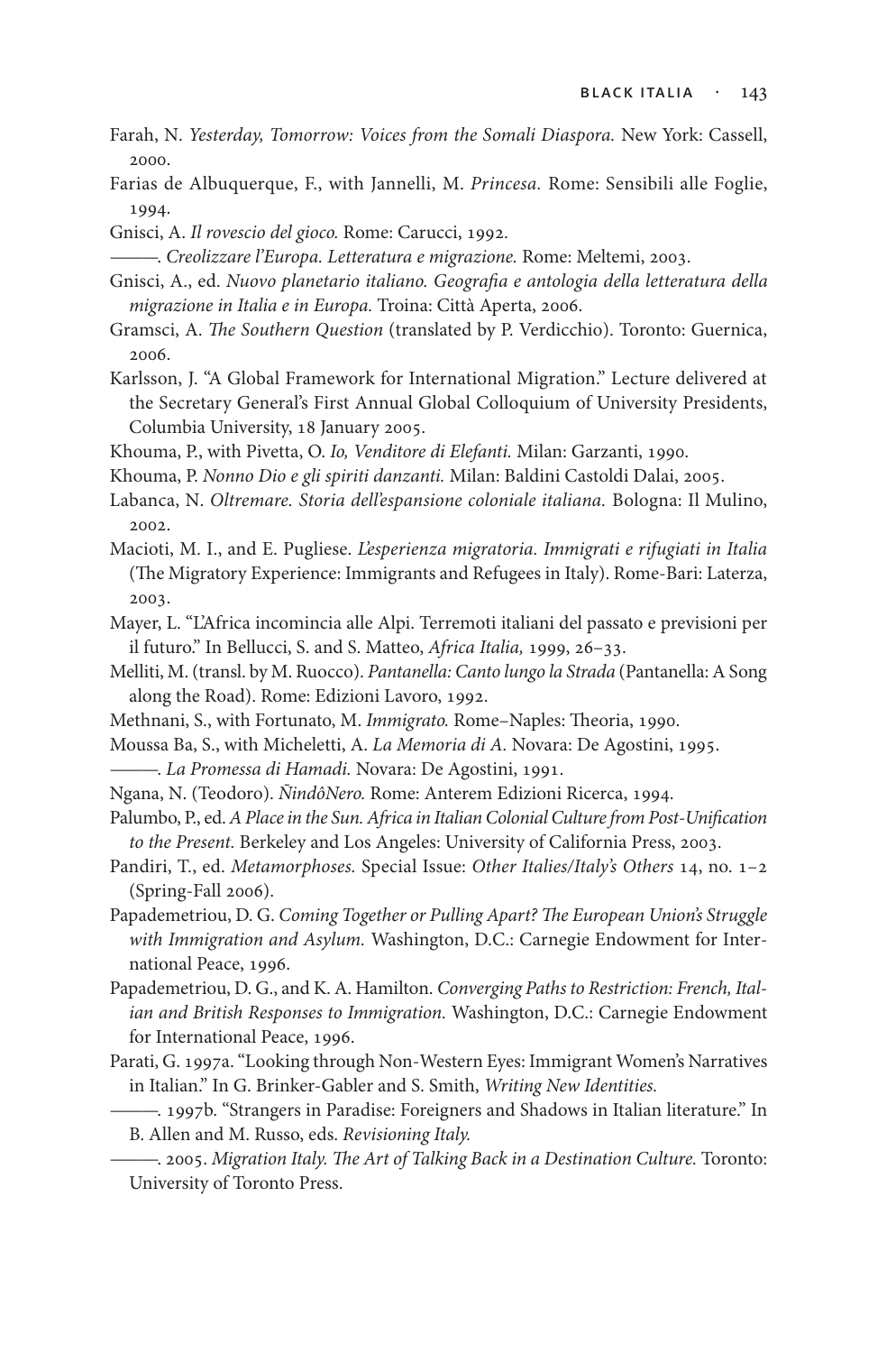Farah, N. *Yesterday, Tomorrow: Voices from the Somali Diaspora.* New York: Cassell, 2000.

Farias de Albuquerque, F., with Jannelli, M. *Princesa.* Rome: Sensibili alle Foglie, 1994.

Gnisci, A. *Il rovescio del gioco.* Rome: Carucci, 1992.

———. *Creolizzare l'Europa. Letteratura e migrazione.* Rome: Meltemi, 2003.

Gnisci, A., ed. *Nuovo planetario italiano. Geografia e antologia della letteratura della migrazione in Italia e in Europa.* Troina: Città Aperta, 2006.

Gramsci, A. *The Southern Question* (translated by P. Verdicchio). Toronto: Guernica, 2006.

Karlsson, J. "A Global Framework for International Migration." Lecture delivered at the Secretary General's First Annual Global Colloquium of University Presidents, Columbia University, 18 January 2005.

Khouma, P., with Pivetta, O. *Io, Venditore di Elefanti.* Milan: Garzanti, 1990.

Khouma, P. *Nonno Dio e gli spiriti danzanti.* Milan: Baldini Castoldi Dalai, 2005.

Labanca, N. *Oltremare. Storia dell'espansione coloniale italiana.* Bologna: Il Mulino, 2002.

Macioti, M. I., and E. Pugliese. *L'esperienza migratoria. Immigrati e rifugiati in Italia* (The Migratory Experience: Immigrants and Refugees in Italy). Rome-Bari: Laterza, 2003.

Mayer, L. "L'Africa incomincia alle Alpi. Terremoti italiani del passato e previsioni per il futuro." In Bellucci, S. and S. Matteo, *Africa Italia,* 1999, 26–33.

Melliti, M. (transl. by M. Ruocco). *Pantanella: Canto lungo la Strada* (Pantanella: A Song along the Road). Rome: Edizioni Lavoro, 1992.

Methnani, S., with Fortunato, M. *Immigrato.* Rome–Naples: Theoria, 1990.

Moussa Ba, S., with Micheletti, A. *La Memoria di A.* Novara: De Agostini, 1995.

———. *La Promessa di Hamadi.* Novara: De Agostini, 1991.

Ngana, N. (Teodoro). *ÑindôNero.* Rome: Anterem Edizioni Ricerca, 1994.

Palumbo, P., ed. *A Place in the Sun. Africa in Italian Colonial Culture from Post-Unification to the Present.* Berkeley and Los Angeles: University of California Press, 2003.

Pandiri, T., ed. *Metamorphoses.* Special Issue: *Other Italies/Italy's Others* 14, no. 1–2 (Spring-Fall 2006).

Papademetriou, D. G. *Coming Together or Pulling Apart? The European Union's Struggle with Immigration and Asylum.* Washington, D.C.: Carnegie Endowment for International Peace, 1996.

Papademetriou, D. G., and K. A. Hamilton. *Converging Paths to Restriction: French, Italian and British Responses to Immigration.* Washington, D.C.: Carnegie Endowment for International Peace, 1996.

Parati, G. 1997a. "Looking through Non-Western Eyes: Immigrant Women's Narratives in Italian." In G. Brinker-Gabler and S. Smith, *Writing New Identities.*

———. 1997b. "Strangers in Paradise: Foreigners and Shadows in Italian literature." In B. Allen and M. Russo, eds. *Revisioning Italy.*

———. 2005. *Migration Italy. The Art of Talking Back in a Destination Culture.* Toronto: University of Toronto Press.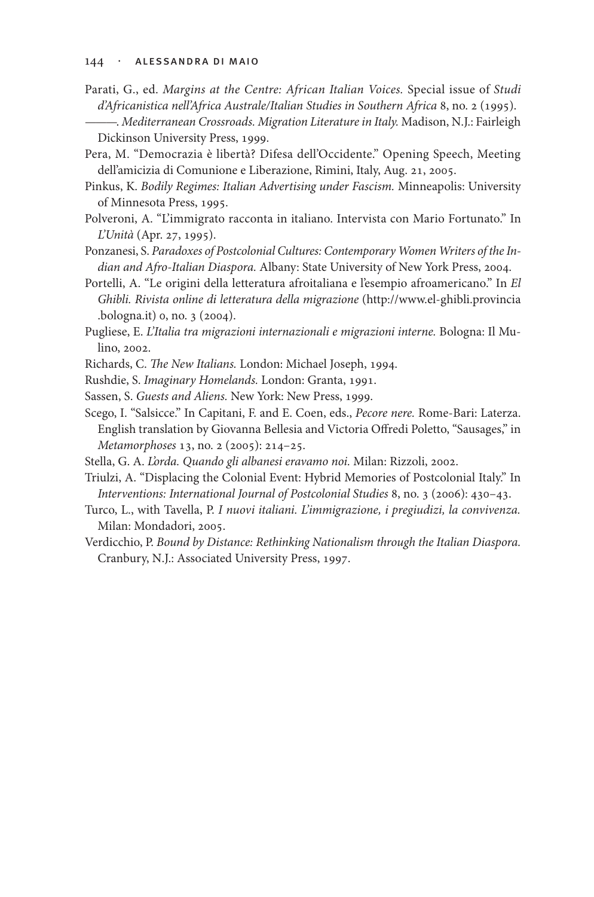Parati, G., ed. *Margins at the Centre: African Italian Voices.* Special issue of *Studi d'Africanistica nell'Africa Australe/Italian Studies in Southern Africa* 8, no. 2 (1995).

———. *Mediterranean Crossroads. Migration Literature in Italy.* Madison, N.J.: Fairleigh Dickinson University Press, 1999.

Pera, M. "Democrazia è libertà? Difesa dell'Occidente." Opening Speech, Meeting dell'amicizia di Comunione e Liberazione, Rimini, Italy, Aug. 21, 2005.

Pinkus, K. *Bodily Regimes: Italian Advertising under Fascism.* Minneapolis: University of Minnesota Press, 1995.

Polveroni, A. "L'immigrato racconta in italiano. Intervista con Mario Fortunato." In *L'Unità* (Apr. 27, 1995).

Ponzanesi, S. *Paradoxes of Postcolonial Cultures: Contemporary Women Writers of the Indian and Afro-Italian Diaspora.* Albany: State University of New York Press, 2004.

Portelli, A. "Le origini della letteratura afroitaliana e l'esempio afroamericano." In *El Ghibli. Rivista online di letteratura della migrazione* (http://www.el-ghibli.provincia.bologna.it) 0, no. 3 (2004).

Pugliese, E. *L'Italia tra migrazioni internazionali e migrazioni interne.* Bologna: Il Mulino, 2002.

Richards, C. *The New Italians.* London: Michael Joseph, 1994.

Rushdie, S. *Imaginary Homelands.* London: Granta, 1991.

Sassen, S. *Guests and Aliens.* New York: New Press, 1999.

Scego, I. "Salsicce." In Capitani, F. and E. Coen, eds., *Pecore nere.* Rome-Bari: Laterza. English translation by Giovanna Bellesia and Victoria Offredi Poletto, "Sausages," in *Metamorphoses* 13, no. 2 (2005): 214–25.

Stella, G. A. *L'orda. Quando gli albanesi eravamo noi.* Milan: Rizzoli, 2002.

Triulzi, A. "Displacing the Colonial Event: Hybrid Memories of Postcolonial Italy." In *Interventions: International Journal of Postcolonial Studies* 8, no. 3 (2006): 430–43.

Turco, L., with Tavella, P. *I nuovi italiani. L'immigrazione, i pregiudizi, la convivenza.* Milan: Mondadori, 2005.

Verdicchio, P. *Bound by Distance: Rethinking Nationalism through the Italian Diaspora.* Cranbury, N.J.: Associated University Press, 1997.